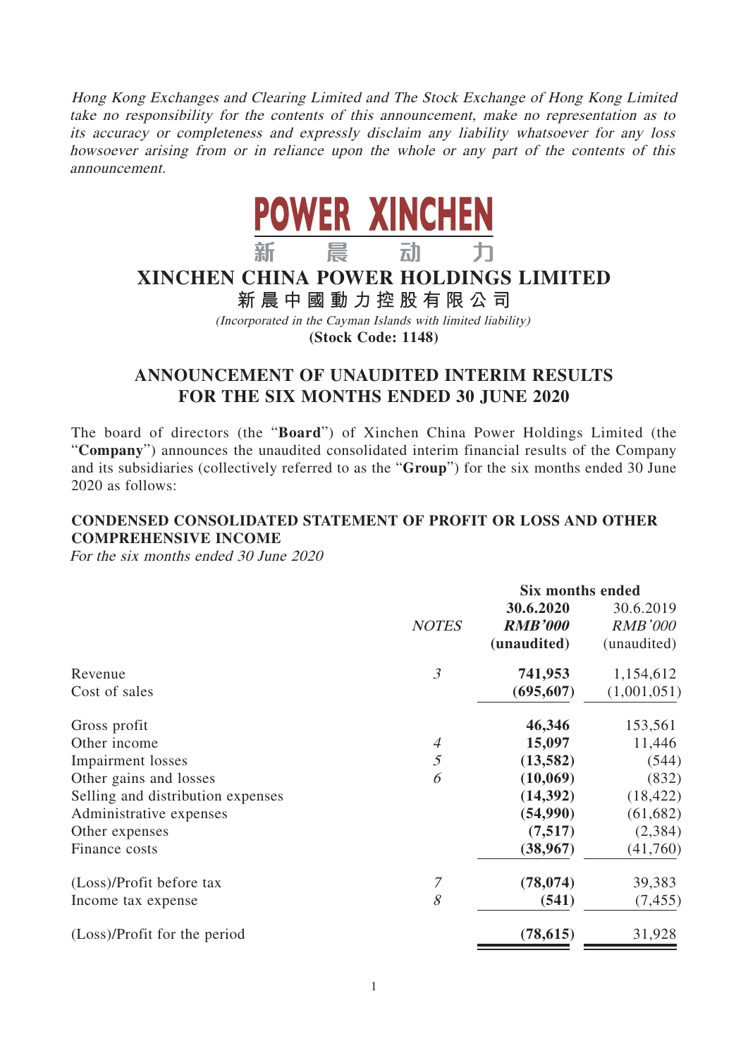*Hong Kong Exchanges and Clearing Limited and The Stock Exchange of Hong Kong Limited take no responsibility for the contents of this announcement, make no representation as to its accuracy or completeness and expressly disclaim any liability whatsoever for any loss howsoever arising from or in reliance upon the whole or any part of the contents of this announcement.*

POWER XINCHEN
新 晨 动 力

# XINCHEN CHINA POWER HOLDINGS LIMITED

**新晨中國動力控股有限公司**

*(Incorporated in the Cayman Islands with limited liability)*

**(Stock Code: 1148)**

## ANNOUNCEMENT OF UNAUDITED INTERIM RESULTS FOR THE SIX MONTHS ENDED 30 JUNE 2020

The board of directors (the "**Board**") of Xinchen China Power Holdings Limited (the "**Company**") announces the unaudited consolidated interim financial results of the Company and its subsidiaries (collectively referred to as the "**Group**") for the six months ended 30 June 2020 as follows:

### CONDENSED CONSOLIDATED STATEMENT OF PROFIT OR LOSS AND OTHER COMPREHENSIVE INCOME

*For the six months ended 30 June 2020*

| | | Six months ended | |
|---|---|---|---|
| | *NOTES* | **30.6.2020** | 30.6.2019 |
| | | ***RMB'000*** | *RMB'000* |
| | | **(unaudited)** | (unaudited) |
| Revenue | *3* | **741,953** | 1,154,612 |
| Cost of sales | | **(695,607)** | (1,001,051) |
| Gross profit | | **46,346** | 153,561 |
| Other income | *4* | **15,097** | 11,446 |
| Impairment losses | *5* | **(13,582)** | (544) |
| Other gains and losses | *6* | **(10,069)** | (832) |
| Selling and distribution expenses | | **(14,392)** | (18,422) |
| Administrative expenses | | **(54,990)** | (61,682) |
| Other expenses | | **(7,517)** | (2,384) |
| Finance costs | | **(38,967)** | (41,760) |
| (Loss)/Profit before tax | *7* | **(78,074)** | 39,383 |
| Income tax expense | *8* | **(541)** | (7,455) |
| (Loss)/Profit for the period | | **(78,615)** | 31,928 |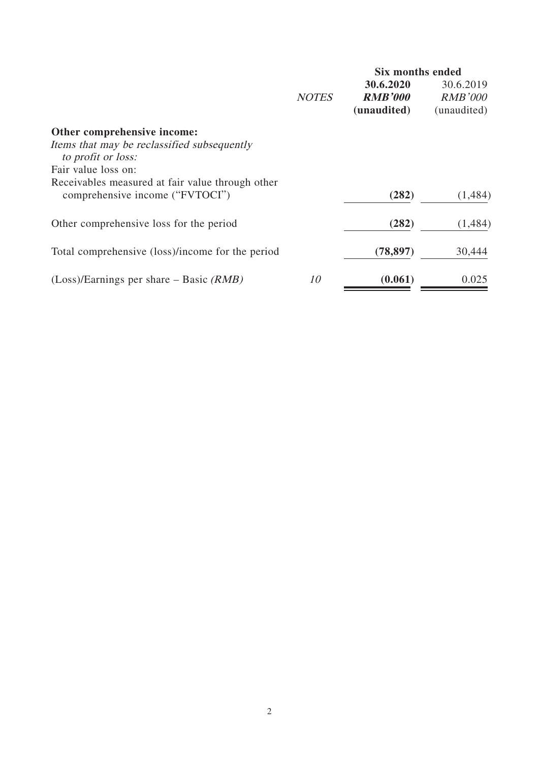| | NOTES | Six months ended 30.6.2020 RMB'000 (unaudited) | Six months ended 30.6.2019 RMB'000 (unaudited) |
|---|---|---|---|
| **Other comprehensive income:** | | | |
| *Items that may be reclassified subsequently to profit or loss:* | | | |
| Fair value loss on: | | | |
| Receivables measured at fair value through other comprehensive income ("FVTOCI") | | **(282)** | (1,484) |
| Other comprehensive loss for the period | | **(282)** | (1,484) |
| Total comprehensive (loss)/income for the period | | **(78,897)** | 30,444 |
| (Loss)/Earnings per share – Basic *(RMB)* | *10* | **(0.061)** | 0.025 |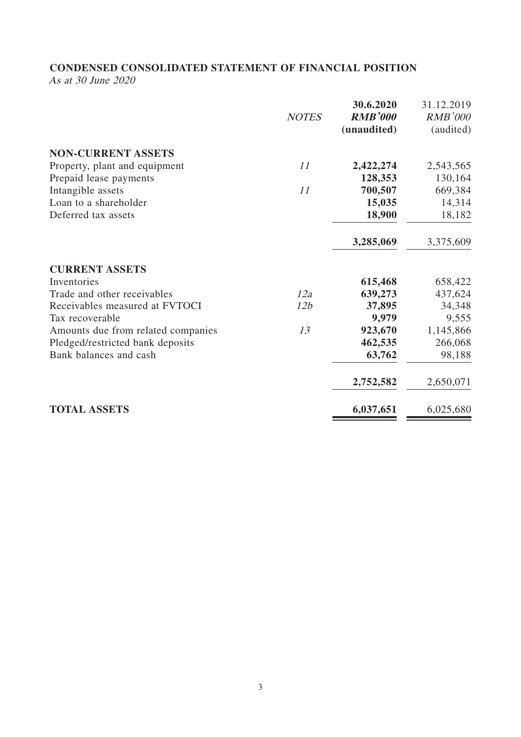## CONDENSED CONSOLIDATED STATEMENT OF FINANCIAL POSITION

*As at 30 June 2020*

| | *NOTES* | **30.6.2020** **RMB'000** **(unaudited)** | 31.12.2019 RMB'000 (audited) |
|---|---|---|---|
| **NON-CURRENT ASSETS** | | | |
| Property, plant and equipment | *11* | **2,422,274** | 2,543,565 |
| Prepaid lease payments | | **128,353** | 130,164 |
| Intangible assets | *11* | **700,507** | 669,384 |
| Loan to a shareholder | | **15,035** | 14,314 |
| Deferred tax assets | | **18,900** | 18,182 |
| | | **3,285,069** | 3,375,609 |
| **CURRENT ASSETS** | | | |
| Inventories | | **615,468** | 658,422 |
| Trade and other receivables | *12a* | **639,273** | 437,624 |
| Receivables measured at FVTOCI | *12b* | **37,895** | 34,348 |
| Tax recoverable | | **9,979** | 9,555 |
| Amounts due from related companies | *13* | **923,670** | 1,145,866 |
| Pledged/restricted bank deposits | | **462,535** | 266,068 |
| Bank balances and cash | | **63,762** | 98,188 |
| | | **2,752,582** | 2,650,071 |
| **TOTAL ASSETS** | | **6,037,651** | 6,025,680 |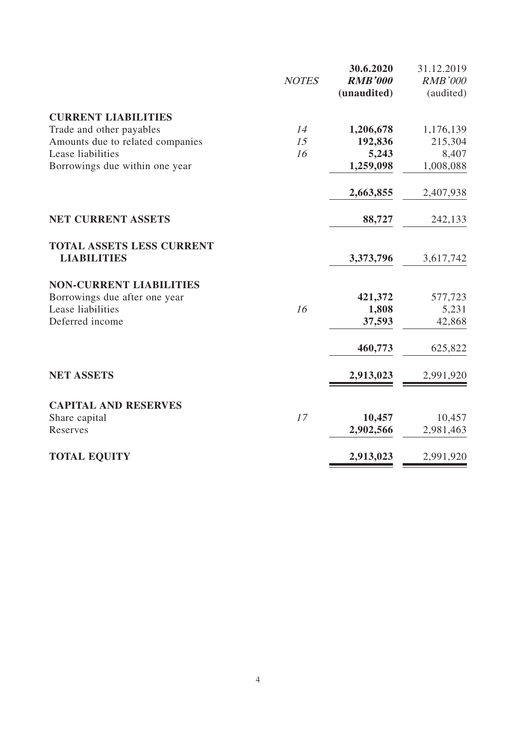|  | *NOTES* | **30.6.2020** | 31.12.2019 |
|---|---|---|---|
|  |  | ***RMB'000*** | *RMB'000* |
|  |  | **(unaudited)** | (audited) |
| **CURRENT LIABILITIES** |  |  |  |
| Trade and other payables | *14* | **1,206,678** | 1,176,139 |
| Amounts due to related companies | *15* | **192,836** | 215,304 |
| Lease liabilities | *16* | **5,243** | 8,407 |
| Borrowings due within one year |  | **1,259,098** | 1,008,088 |
|  |  | **2,663,855** | 2,407,938 |
| **NET CURRENT ASSETS** |  | **88,727** | 242,133 |
| **TOTAL ASSETS LESS CURRENT LIABILITIES** |  | **3,373,796** | 3,617,742 |
| **NON-CURRENT LIABILITIES** |  |  |  |
| Borrowings due after one year |  | **421,372** | 577,723 |
| Lease liabilities | *16* | **1,808** | 5,231 |
| Deferred income |  | **37,593** | 42,868 |
|  |  | **460,773** | 625,822 |
| **NET ASSETS** |  | **2,913,023** | 2,991,920 |
| **CAPITAL AND RESERVES** |  |  |  |
| Share capital | *17* | **10,457** | 10,457 |
| Reserves |  | **2,902,566** | 2,981,463 |
| **TOTAL EQUITY** |  | **2,913,023** | 2,991,920 |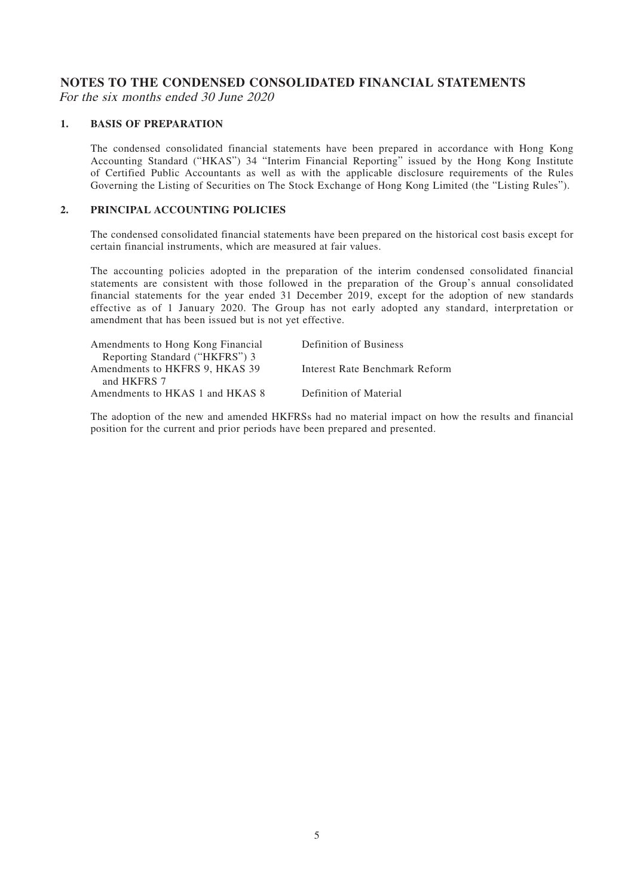# NOTES TO THE CONDENSED CONSOLIDATED FINANCIAL STATEMENTS

*For the six months ended 30 June 2020*

## 1. BASIS OF PREPARATION

The condensed consolidated financial statements have been prepared in accordance with Hong Kong Accounting Standard ("HKAS") 34 "Interim Financial Reporting" issued by the Hong Kong Institute of Certified Public Accountants as well as with the applicable disclosure requirements of the Rules Governing the Listing of Securities on The Stock Exchange of Hong Kong Limited (the "Listing Rules").

## 2. PRINCIPAL ACCOUNTING POLICIES

The condensed consolidated financial statements have been prepared on the historical cost basis except for certain financial instruments, which are measured at fair values.

The accounting policies adopted in the preparation of the interim condensed consolidated financial statements are consistent with those followed in the preparation of the Group's annual consolidated financial statements for the year ended 31 December 2019, except for the adoption of new standards effective as of 1 January 2020. The Group has not early adopted any standard, interpretation or amendment that has been issued but is not yet effective.

| | |
|---|---|
| Amendments to Hong Kong Financial Reporting Standard ("HKFRS") 3 | Definition of Business |
| Amendments to HKFRS 9, HKAS 39 and HKFRS 7 | Interest Rate Benchmark Reform |
| Amendments to HKAS 1 and HKAS 8 | Definition of Material |

The adoption of the new and amended HKFRSs had no material impact on how the results and financial position for the current and prior periods have been prepared and presented.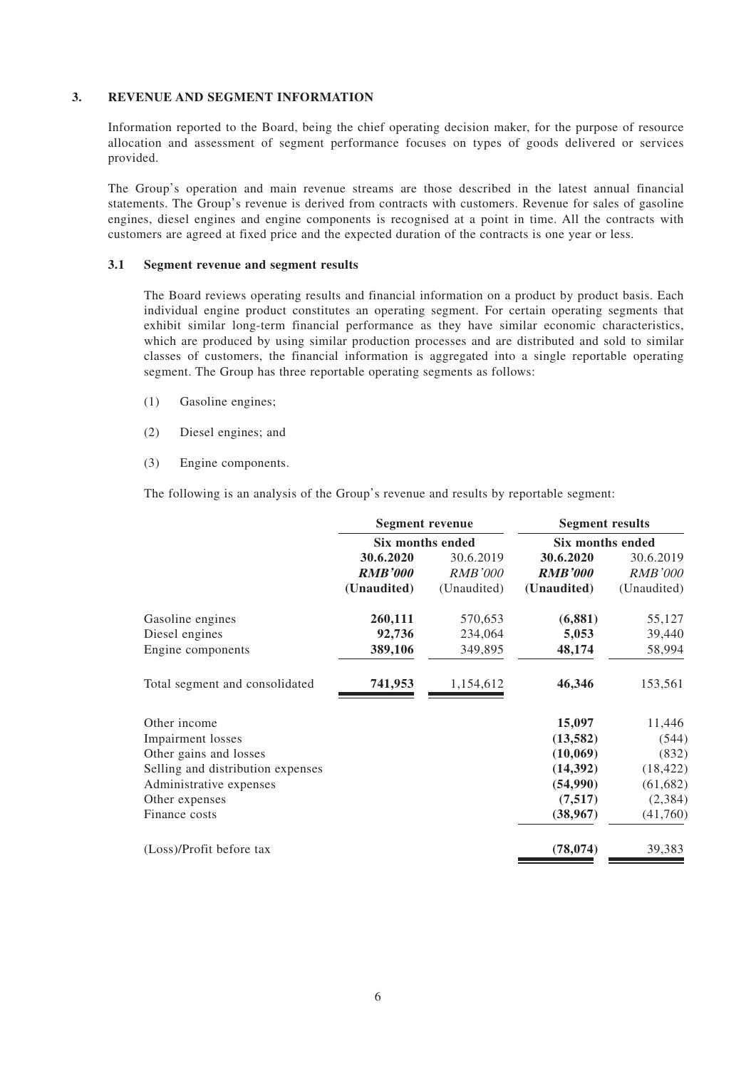## 3. REVENUE AND SEGMENT INFORMATION

Information reported to the Board, being the chief operating decision maker, for the purpose of resource allocation and assessment of segment performance focuses on types of goods delivered or services provided.

The Group's operation and main revenue streams are those described in the latest annual financial statements. The Group's revenue is derived from contracts with customers. Revenue for sales of gasoline engines, diesel engines and engine components is recognised at a point in time. All the contracts with customers are agreed at fixed price and the expected duration of the contracts is one year or less.

### 3.1 Segment revenue and segment results

The Board reviews operating results and financial information on a product by product basis. Each individual engine product constitutes an operating segment. For certain operating segments that exhibit similar long-term financial performance as they have similar economic characteristics, which are produced by using similar production processes and are distributed and sold to similar classes of customers, the financial information is aggregated into a single reportable operating segment. The Group has three reportable operating segments as follows:

(1) Gasoline engines;

(2) Diesel engines; and

(3) Engine components.

The following is an analysis of the Group's revenue and results by reportable segment:

| | Segment revenue | | Segment results | |
|---|---|---|---|---|
| | Six months ended | | Six months ended | |
| | **30.6.2020** | 30.6.2019 | **30.6.2020** | 30.6.2019 |
| | ***RMB'000*** | *RMB'000* | ***RMB'000*** | *RMB'000* |
| | **(Unaudited)** | (Unaudited) | **(Unaudited)** | (Unaudited) |
| Gasoline engines | **260,111** | 570,653 | **(6,881)** | 55,127 |
| Diesel engines | **92,736** | 234,064 | **5,053** | 39,440 |
| Engine components | **389,106** | 349,895 | **48,174** | 58,994 |
| Total segment and consolidated | **741,953** | 1,154,612 | **46,346** | 153,561 |
| Other income | | | **15,097** | 11,446 |
| Impairment losses | | | **(13,582)** | (544) |
| Other gains and losses | | | **(10,069)** | (832) |
| Selling and distribution expenses | | | **(14,392)** | (18,422) |
| Administrative expenses | | | **(54,990)** | (61,682) |
| Other expenses | | | **(7,517)** | (2,384) |
| Finance costs | | | **(38,967)** | (41,760) |
| (Loss)/Profit before tax | | | **(78,074)** | 39,383 |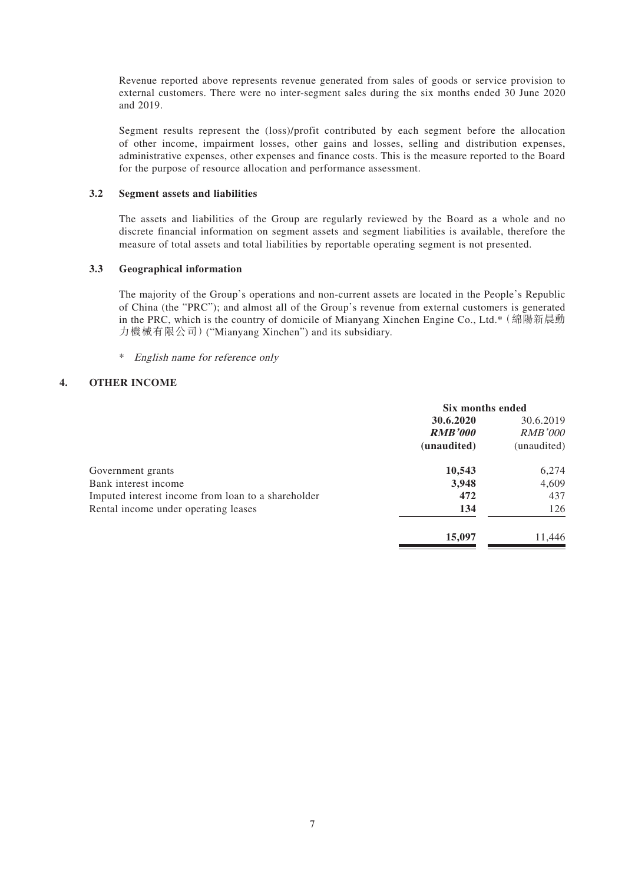Revenue reported above represents revenue generated from sales of goods or service provision to external customers. There were no inter-segment sales during the six months ended 30 June 2020 and 2019.

Segment results represent the (loss)/profit contributed by each segment before the allocation of other income, impairment losses, other gains and losses, selling and distribution expenses, administrative expenses, other expenses and finance costs. This is the measure reported to the Board for the purpose of resource allocation and performance assessment.

### 3.2 Segment assets and liabilities

The assets and liabilities of the Group are regularly reviewed by the Board as a whole and no discrete financial information on segment assets and segment liabilities is available, therefore the measure of total assets and total liabilities by reportable operating segment is not presented.

### 3.3 Geographical information

The majority of the Group's operations and non-current assets are located in the People's Republic of China (the "PRC"); and almost all of the Group's revenue from external customers is generated in the PRC, which is the country of domicile of Mianyang Xinchen Engine Co., Ltd.*（綿陽新晨動力機械有限公司）("Mianyang Xinchen") and its subsidiary.

\* *English name for reference only*

## 4. OTHER INCOME

| | Six months ended | |
|---|---|---|
| | **30.6.2020** | 30.6.2019 |
| | ***RMB'000*** | *RMB'000* |
| | **(unaudited)** | (unaudited) |
| Government grants | **10,543** | 6,274 |
| Bank interest income | **3,948** | 4,609 |
| Imputed interest income from loan to a shareholder | **472** | 437 |
| Rental income under operating leases | **134** | 126 |
| | **15,097** | 11,446 |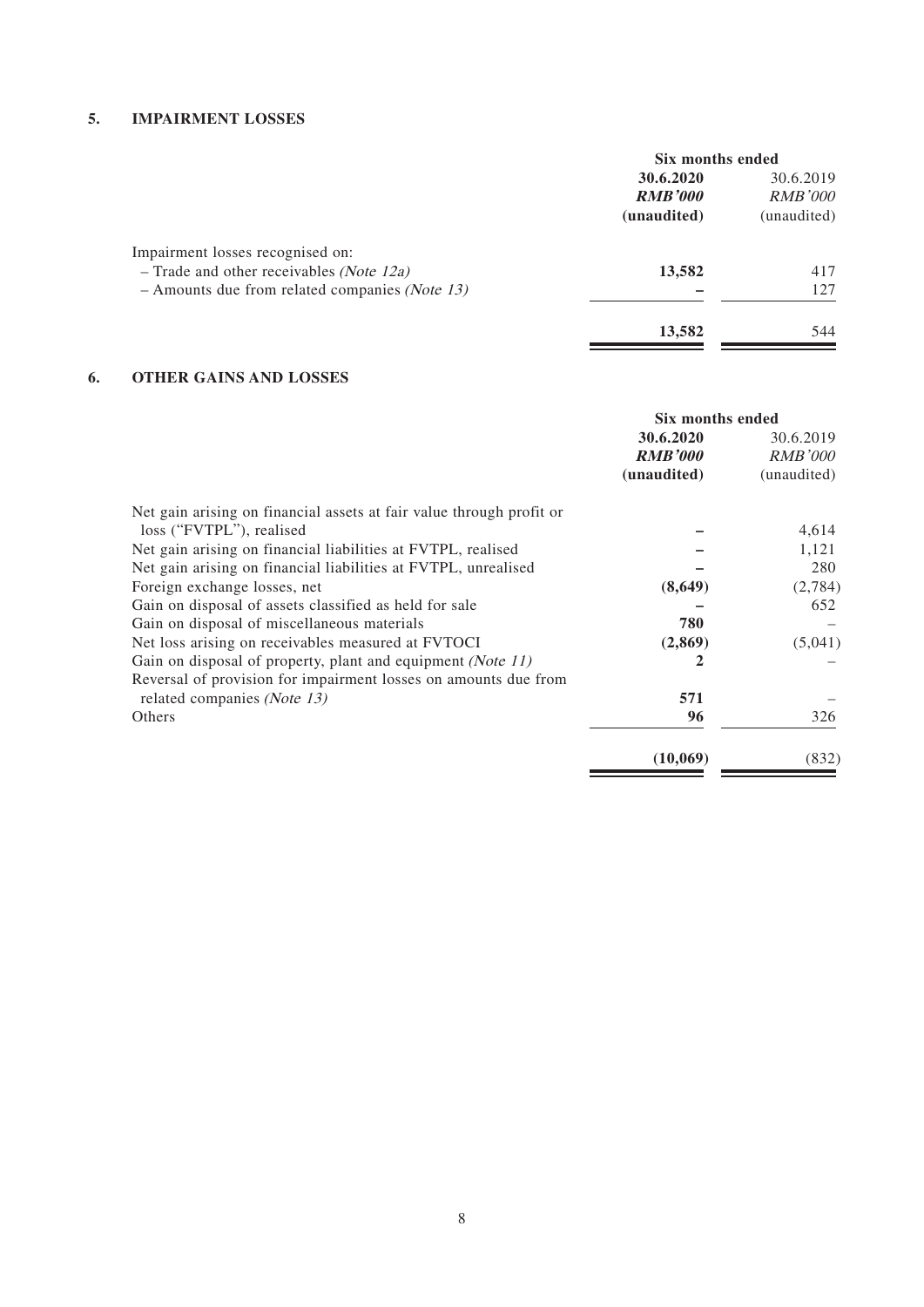## 5. IMPAIRMENT LOSSES

| | Six months ended | |
|---|---|---|
| | **30.6.2020** | 30.6.2019 |
| | ***RMB'000*** | *RMB'000* |
| | **(unaudited)** | (unaudited) |
| Impairment losses recognised on: | | |
| – Trade and other receivables *(Note 12a)* | **13,582** | 417 |
| – Amounts due from related companies *(Note 13)* | **–** | 127 |
| | **13,582** | 544 |

## 6. OTHER GAINS AND LOSSES

| | Six months ended | |
|---|---|---|
| | **30.6.2020** | 30.6.2019 |
| | ***RMB'000*** | *RMB'000* |
| | **(unaudited)** | (unaudited) |
| Net gain arising on financial assets at fair value through profit or loss ("FVTPL"), realised | **–** | 4,614 |
| Net gain arising on financial liabilities at FVTPL, realised | **–** | 1,121 |
| Net gain arising on financial liabilities at FVTPL, unrealised | **–** | 280 |
| Foreign exchange losses, net | **(8,649)** | (2,784) |
| Gain on disposal of assets classified as held for sale | **–** | 652 |
| Gain on disposal of miscellaneous materials | **780** | – |
| Net loss arising on receivables measured at FVTOCI | **(2,869)** | (5,041) |
| Gain on disposal of property, plant and equipment *(Note 11)* | **2** | – |
| Reversal of provision for impairment losses on amounts due from related companies *(Note 13)* | **571** | – |
| Others | **96** | 326 |
| | **(10,069)** | (832) |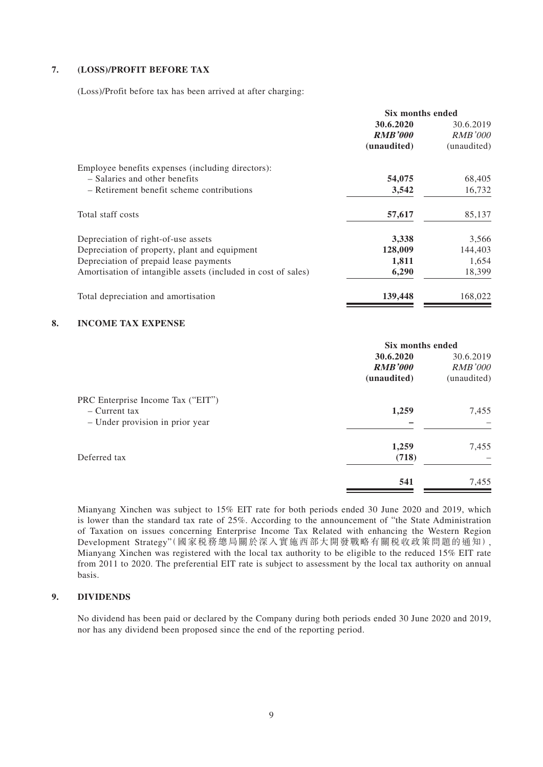## 7. (LOSS)/PROFIT BEFORE TAX

(Loss)/Profit before tax has been arrived at after charging:

| | Six months ended | |
|---|---|---|
| | **30.6.2020** | 30.6.2019 |
| | ***RMB'000*** | *RMB'000* |
| | **(unaudited)** | (unaudited) |
| Employee benefits expenses (including directors): | | |
| – Salaries and other benefits | **54,075** | 68,405 |
| – Retirement benefit scheme contributions | **3,542** | 16,732 |
| Total staff costs | **57,617** | 85,137 |
| Depreciation of right-of-use assets | **3,338** | 3,566 |
| Depreciation of property, plant and equipment | **128,009** | 144,403 |
| Depreciation of prepaid lease payments | **1,811** | 1,654 |
| Amortisation of intangible assets (included in cost of sales) | **6,290** | 18,399 |
| Total depreciation and amortisation | **139,448** | 168,022 |

## 8. INCOME TAX EXPENSE

| | Six months ended | |
|---|---|---|
| | **30.6.2020** | 30.6.2019 |
| | ***RMB'000*** | *RMB'000* |
| | **(unaudited)** | (unaudited) |
| PRC Enterprise Income Tax ("EIT") | | |
| – Current tax | **1,259** | 7,455 |
| – Under provision in prior year | **–** | – |
| | **1,259** | 7,455 |
| Deferred tax | **(718)** | – |
| | **541** | 7,455 |

Mianyang Xinchen was subject to 15% EIT rate for both periods ended 30 June 2020 and 2019, which is lower than the standard tax rate of 25%. According to the announcement of "the State Administration of Taxation on issues concerning Enterprise Income Tax Related with enhancing the Western Region Development Strategy"(國家稅務總局關於深入實施西部大開發戰略有關稅收政策問題的通知), Mianyang Xinchen was registered with the local tax authority to be eligible to the reduced 15% EIT rate from 2011 to 2020. The preferential EIT rate is subject to assessment by the local tax authority on annual basis.

## 9. DIVIDENDS

No dividend has been paid or declared by the Company during both periods ended 30 June 2020 and 2019, nor has any dividend been proposed since the end of the reporting period.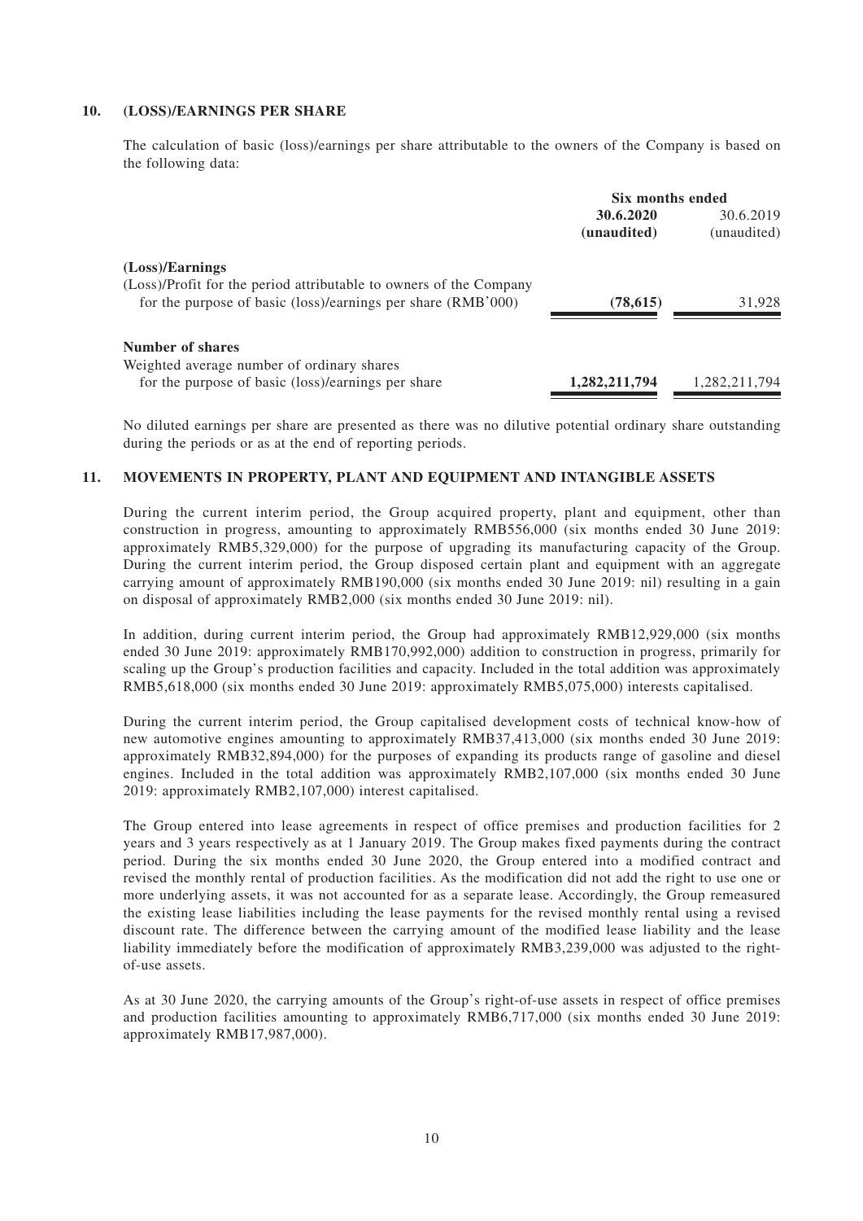## 10. (LOSS)/EARNINGS PER SHARE

The calculation of basic (loss)/earnings per share attributable to the owners of the Company is based on the following data:

| | Six months ended | |
|---|---|---|
| | **30.6.2020** | 30.6.2019 |
| | **(unaudited)** | (unaudited) |
| **(Loss)/Earnings** | | |
| (Loss)/Profit for the period attributable to owners of the Company for the purpose of basic (loss)/earnings per share (RMB'000) | **(78,615)** | 31,928 |
| **Number of shares** | | |
| Weighted average number of ordinary shares for the purpose of basic (loss)/earnings per share | **1,282,211,794** | 1,282,211,794 |

No diluted earnings per share are presented as there was no dilutive potential ordinary share outstanding during the periods or as at the end of reporting periods.

## 11. MOVEMENTS IN PROPERTY, PLANT AND EQUIPMENT AND INTANGIBLE ASSETS

During the current interim period, the Group acquired property, plant and equipment, other than construction in progress, amounting to approximately RMB556,000 (six months ended 30 June 2019: approximately RMB5,329,000) for the purpose of upgrading its manufacturing capacity of the Group. During the current interim period, the Group disposed certain plant and equipment with an aggregate carrying amount of approximately RMB190,000 (six months ended 30 June 2019: nil) resulting in a gain on disposal of approximately RMB2,000 (six months ended 30 June 2019: nil).

In addition, during current interim period, the Group had approximately RMB12,929,000 (six months ended 30 June 2019: approximately RMB170,992,000) addition to construction in progress, primarily for scaling up the Group's production facilities and capacity. Included in the total addition was approximately RMB5,618,000 (six months ended 30 June 2019: approximately RMB5,075,000) interests capitalised.

During the current interim period, the Group capitalised development costs of technical know-how of new automotive engines amounting to approximately RMB37,413,000 (six months ended 30 June 2019: approximately RMB32,894,000) for the purposes of expanding its products range of gasoline and diesel engines. Included in the total addition was approximately RMB2,107,000 (six months ended 30 June 2019: approximately RMB2,107,000) interest capitalised.

The Group entered into lease agreements in respect of office premises and production facilities for 2 years and 3 years respectively as at 1 January 2019. The Group makes fixed payments during the contract period. During the six months ended 30 June 2020, the Group entered into a modified contract and revised the monthly rental of production facilities. As the modification did not add the right to use one or more underlying assets, it was not accounted for as a separate lease. Accordingly, the Group remeasured the existing lease liabilities including the lease payments for the revised monthly rental using a revised discount rate. The difference between the carrying amount of the modified lease liability and the lease liability immediately before the modification of approximately RMB3,239,000 was adjusted to the right-of-use assets.

As at 30 June 2020, the carrying amounts of the Group's right-of-use assets in respect of office premises and production facilities amounting to approximately RMB6,717,000 (six months ended 30 June 2019: approximately RMB17,987,000).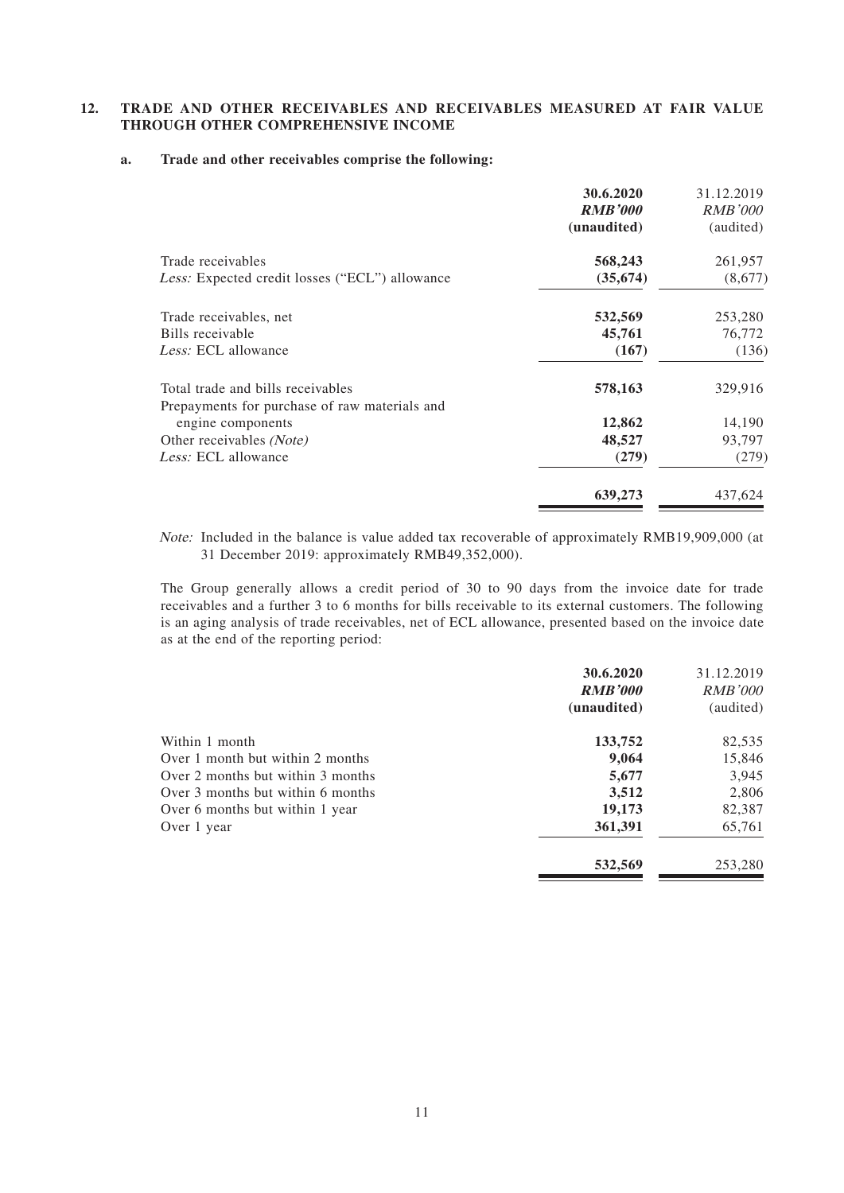## 12. TRADE AND OTHER RECEIVABLES AND RECEIVABLES MEASURED AT FAIR VALUE THROUGH OTHER COMPREHENSIVE INCOME

### a. Trade and other receivables comprise the following:

| | 30.6.2020 | 31.12.2019 |
|---|---|---|
| | ***RMB'000*** | *RMB'000* |
| | **(unaudited)** | (audited) |
| Trade receivables | **568,243** | 261,957 |
| *Less:* Expected credit losses ("ECL") allowance | **(35,674)** | (8,677) |
| Trade receivables, net | **532,569** | 253,280 |
| Bills receivable | **45,761** | 76,772 |
| *Less:* ECL allowance | **(167)** | (136) |
| Total trade and bills receivables | **578,163** | 329,916 |
| Prepayments for purchase of raw materials and engine components | **12,862** | 14,190 |
| Other receivables *(Note)* | **48,527** | 93,797 |
| *Less:* ECL allowance | **(279)** | (279) |
| | **639,273** | 437,624 |

*Note:* Included in the balance is value added tax recoverable of approximately RMB19,909,000 (at 31 December 2019: approximately RMB49,352,000).

The Group generally allows a credit period of 30 to 90 days from the invoice date for trade receivables and a further 3 to 6 months for bills receivable to its external customers. The following is an aging analysis of trade receivables, net of ECL allowance, presented based on the invoice date as at the end of the reporting period:

| | 30.6.2020 | 31.12.2019 |
|---|---|---|
| | ***RMB'000*** | *RMB'000* |
| | **(unaudited)** | (audited) |
| Within 1 month | **133,752** | 82,535 |
| Over 1 month but within 2 months | **9,064** | 15,846 |
| Over 2 months but within 3 months | **5,677** | 3,945 |
| Over 3 months but within 6 months | **3,512** | 2,806 |
| Over 6 months but within 1 year | **19,173** | 82,387 |
| Over 1 year | **361,391** | 65,761 |
| | **532,569** | 253,280 |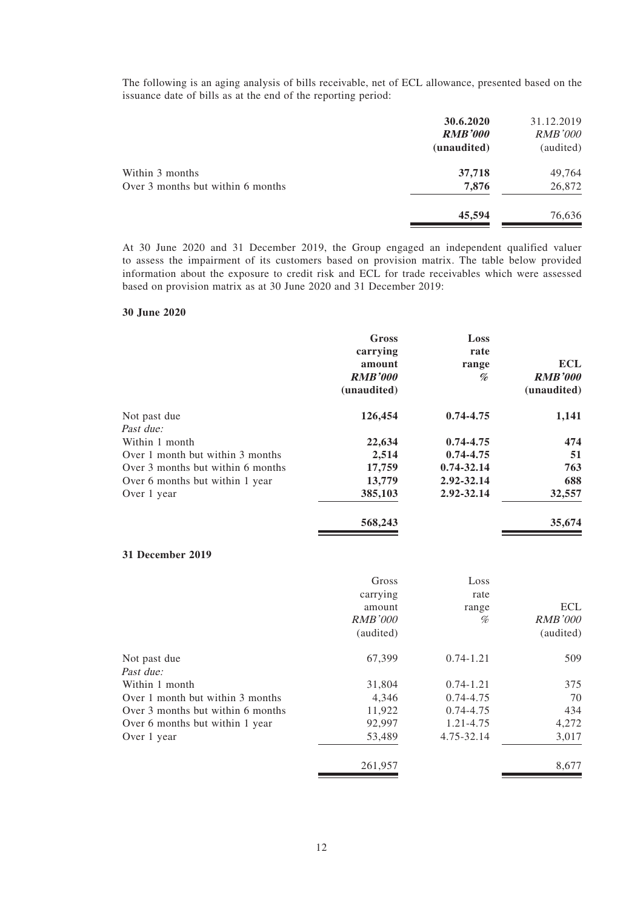The following is an aging analysis of bills receivable, net of ECL allowance, presented based on the issuance date of bills as at the end of the reporting period:

| | 30.6.2020 | 31.12.2019 |
|---|---|---|
| | *RMB'000* | *RMB'000* |
| | (unaudited) | (audited) |
| Within 3 months | 37,718 | 49,764 |
| Over 3 months but within 6 months | 7,876 | 26,872 |
| | 45,594 | 76,636 |

At 30 June 2020 and 31 December 2019, the Group engaged an independent qualified valuer to assess the impairment of its customers based on provision matrix. The table below provided information about the exposure to credit risk and ECL for trade receivables which were assessed based on provision matrix as at 30 June 2020 and 31 December 2019:

**30 June 2020**

| | Gross carrying amount | Loss rate range | ECL |
|---|---|---|---|
| | *RMB'000* | % | *RMB'000* |
| | (unaudited) | | (unaudited) |
| Not past due | 126,454 | 0.74-4.75 | 1,141 |
| *Past due:* | | | |
| Within 1 month | 22,634 | 0.74-4.75 | 474 |
| Over 1 month but within 3 months | 2,514 | 0.74-4.75 | 51 |
| Over 3 months but within 6 months | 17,759 | 0.74-32.14 | 763 |
| Over 6 months but within 1 year | 13,779 | 2.92-32.14 | 688 |
| Over 1 year | 385,103 | 2.92-32.14 | 32,557 |
| | 568,243 | | 35,674 |

**31 December 2019**

| | Gross carrying amount | Loss rate range | ECL |
|---|---|---|---|
| | *RMB'000* | % | *RMB'000* |
| | (audited) | | (audited) |
| Not past due | 67,399 | 0.74-1.21 | 509 |
| *Past due:* | | | |
| Within 1 month | 31,804 | 0.74-1.21 | 375 |
| Over 1 month but within 3 months | 4,346 | 0.74-4.75 | 70 |
| Over 3 months but within 6 months | 11,922 | 0.74-4.75 | 434 |
| Over 6 months but within 1 year | 92,997 | 1.21-4.75 | 4,272 |
| Over 1 year | 53,489 | 4.75-32.14 | 3,017 |
| | 261,957 | | 8,677 |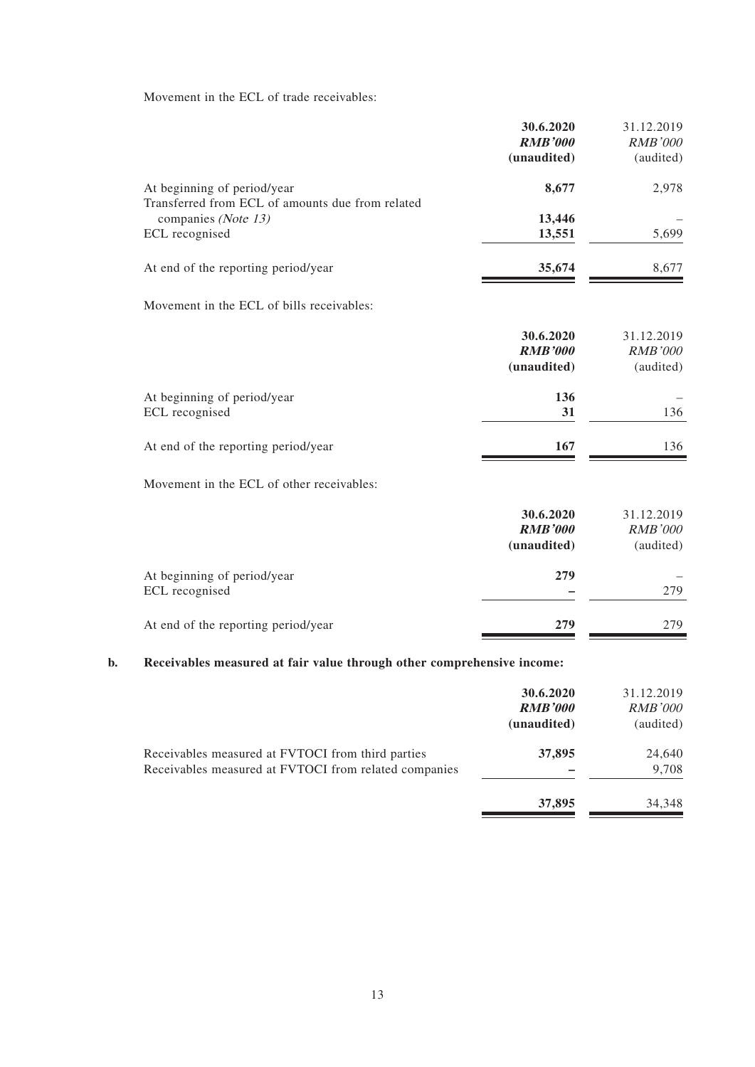Movement in the ECL of trade receivables:

| | 30.6.2020<br>RMB'000<br>(unaudited) | 31.12.2019<br>RMB'000<br>(audited) |
|---|---|---|
| At beginning of period/year | 8,677 | 2,978 |
| Transferred from ECL of amounts due from related companies *(Note 13)* | 13,446 | – |
| ECL recognised | 13,551 | 5,699 |
| At end of the reporting period/year | 35,674 | 8,677 |

Movement in the ECL of bills receivables:

| | 30.6.2020<br>RMB'000<br>(unaudited) | 31.12.2019<br>RMB'000<br>(audited) |
|---|---|---|
| At beginning of period/year | 136 | – |
| ECL recognised | 31 | 136 |
| At end of the reporting period/year | 167 | 136 |

Movement in the ECL of other receivables:

| | 30.6.2020<br>RMB'000<br>(unaudited) | 31.12.2019<br>RMB'000<br>(audited) |
|---|---|---|
| At beginning of period/year | 279 | – |
| ECL recognised | – | 279 |
| At end of the reporting period/year | 279 | 279 |

**b. Receivables measured at fair value through other comprehensive income:**

| | 30.6.2020<br>RMB'000<br>(unaudited) | 31.12.2019<br>RMB'000<br>(audited) |
|---|---|---|
| Receivables measured at FVTOCI from third parties | 37,895 | 24,640 |
| Receivables measured at FVTOCI from related companies | – | 9,708 |
| | 37,895 | 34,348 |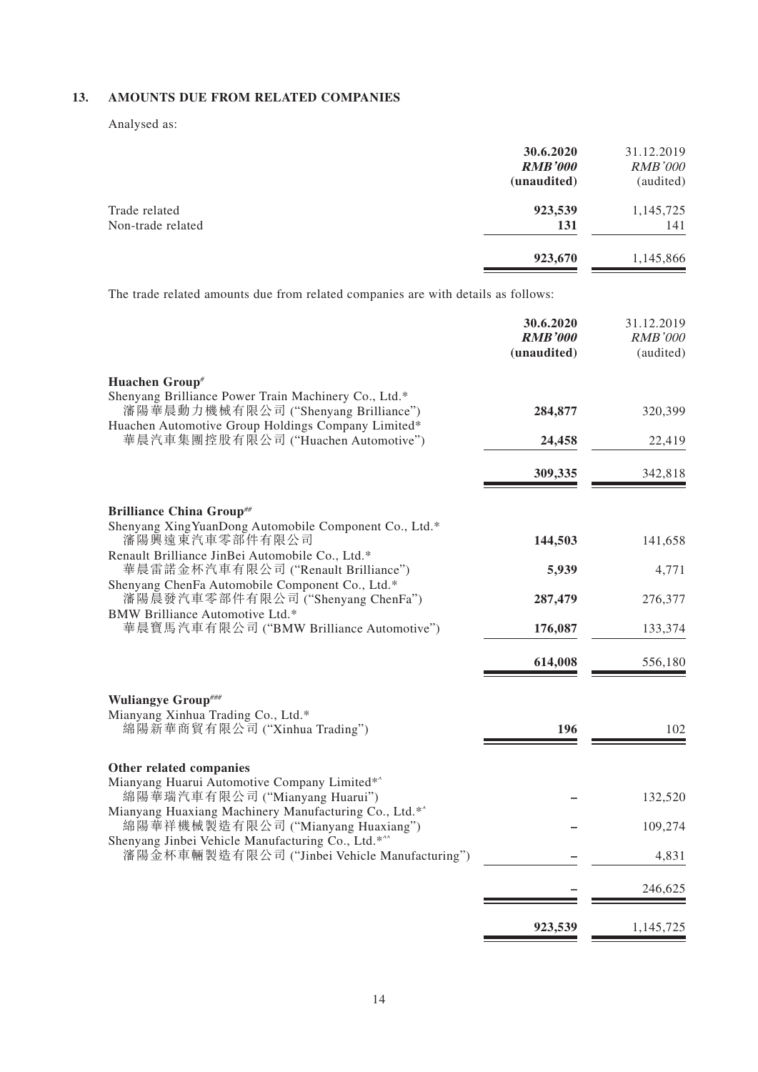## 13. AMOUNTS DUE FROM RELATED COMPANIES

Analysed as:

| | **30.6.2020** | 31.12.2019 |
|---|---|---|
| | ***RMB'000*** | *RMB'000* |
| | **(unaudited)** | (audited) |
| Trade related | **923,539** | 1,145,725 |
| Non-trade related | **131** | 141 |
| | **923,670** | 1,145,866 |

The trade related amounts due from related companies are with details as follows:

| | **30.6.2020** | 31.12.2019 |
|---|---|---|
| | ***RMB'000*** | *RMB'000* |
| | **(unaudited)** | (audited) |
| **Huachen Group#** | | |
| Shenyang Brilliance Power Train Machinery Co., Ltd.* 瀋陽華晨動力機械有限公司 ("Shenyang Brilliance") | **284,877** | 320,399 |
| Huachen Automotive Group Holdings Company Limited* 華晨汽車集團控股有限公司 ("Huachen Automotive") | **24,458** | 22,419 |
| | **309,335** | 342,818 |
| **Brilliance China Group##** | | |
| Shenyang XingYuanDong Automobile Component Co., Ltd.* 瀋陽興遠東汽車零部件有限公司 | **144,503** | 141,658 |
| Renault Brilliance JinBei Automobile Co., Ltd.* 華晨雷諾金杯汽車有限公司 ("Renault Brilliance") | **5,939** | 4,771 |
| Shenyang ChenFa Automobile Component Co., Ltd.* 瀋陽晨發汽車零部件有限公司 ("Shenyang ChenFa") | **287,479** | 276,377 |
| BMW Brilliance Automotive Ltd.* 華晨寶馬汽車有限公司 ("BMW Brilliance Automotive") | **176,087** | 133,374 |
| | **614,008** | 556,180 |
| **Wuliangye Group###** | | |
| Mianyang Xinhua Trading Co., Ltd.* 綿陽新華商貿有限公司 ("Xinhua Trading") | **196** | 102 |
| **Other related companies** | | |
| Mianyang Huarui Automotive Company Limited*^ 綿陽華瑞汽車有限公司 ("Mianyang Huarui") | **–** | 132,520 |
| Mianyang Huaxiang Machinery Manufacturing Co., Ltd.*^ 綿陽華祥機械製造有限公司 ("Mianyang Huaxiang") | **–** | 109,274 |
| Shenyang Jinbei Vehicle Manufacturing Co., Ltd.*^^ 瀋陽金杯車輛製造有限公司 ("Jinbei Vehicle Manufacturing") | **–** | 4,831 |
| | **–** | 246,625 |
| | **923,539** | 1,145,725 |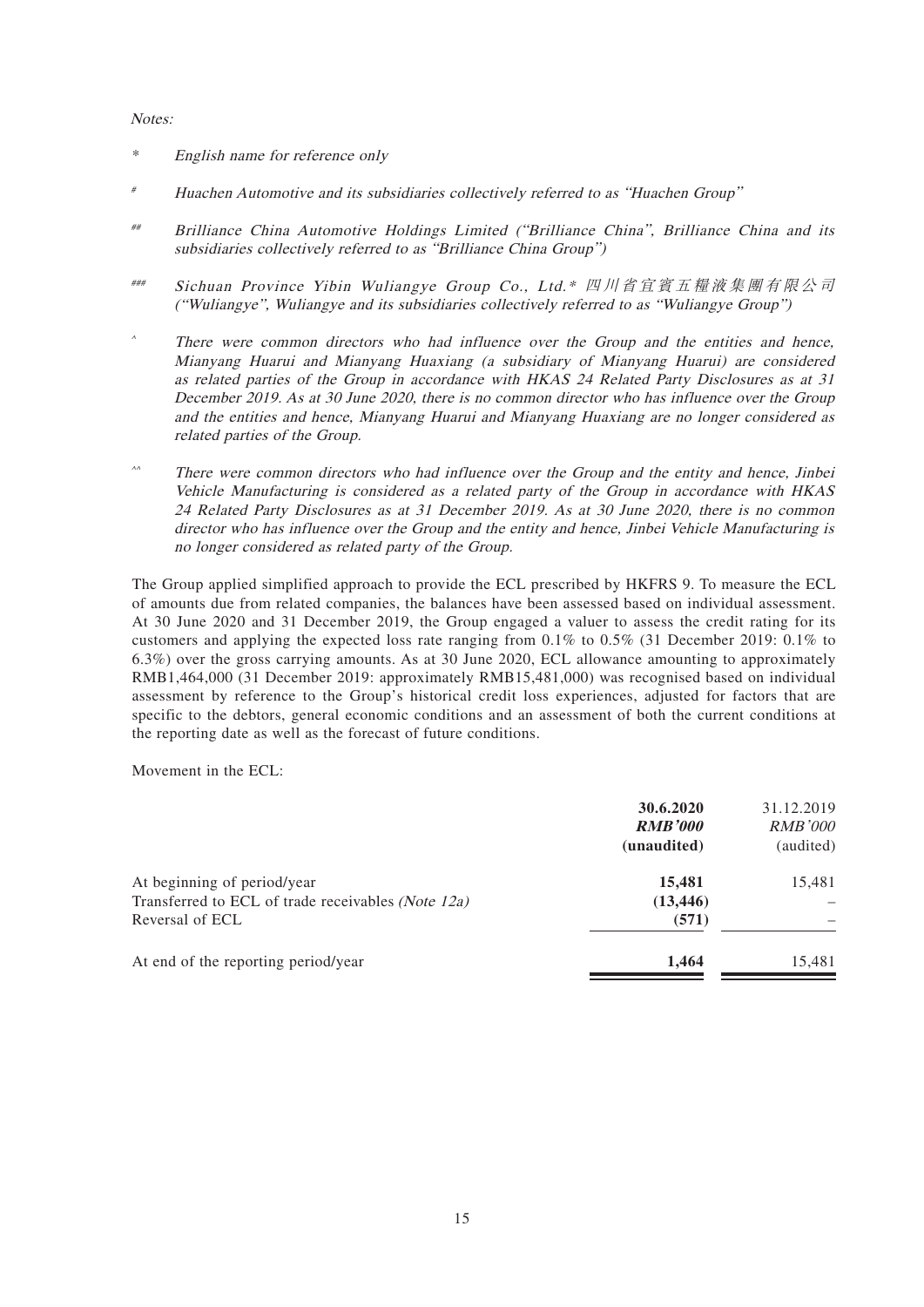*Notes:*

\* *English name for reference only*

\# *Huachen Automotive and its subsidiaries collectively referred to as "Huachen Group"*

\#\# *Brilliance China Automotive Holdings Limited ("Brilliance China", Brilliance China and its subsidiaries collectively referred to as "Brilliance China Group")*

\#\#\# *Sichuan Province Yibin Wuliangye Group Co., Ltd.\* 四川省宜賓五糧液集團有限公司 ("Wuliangye", Wuliangye and its subsidiaries collectively referred to as "Wuliangye Group")*

^ *There were common directors who had influence over the Group and the entities and hence, Mianyang Huarui and Mianyang Huaxiang (a subsidiary of Mianyang Huarui) are considered as related parties of the Group in accordance with HKAS 24 Related Party Disclosures as at 31 December 2019. As at 30 June 2020, there is no common director who has influence over the Group and the entities and hence, Mianyang Huarui and Mianyang Huaxiang are no longer considered as related parties of the Group.*

^^ *There were common directors who had influence over the Group and the entity and hence, Jinbei Vehicle Manufacturing is considered as a related party of the Group in accordance with HKAS 24 Related Party Disclosures as at 31 December 2019. As at 30 June 2020, there is no common director who has influence over the Group and the entity and hence, Jinbei Vehicle Manufacturing is no longer considered as related party of the Group.*

The Group applied simplified approach to provide the ECL prescribed by HKFRS 9. To measure the ECL of amounts due from related companies, the balances have been assessed based on individual assessment. At 30 June 2020 and 31 December 2019, the Group engaged a valuer to assess the credit rating for its customers and applying the expected loss rate ranging from 0.1% to 0.5% (31 December 2019: 0.1% to 6.3%) over the gross carrying amounts. As at 30 June 2020, ECL allowance amounting to approximately RMB1,464,000 (31 December 2019: approximately RMB15,481,000) was recognised based on individual assessment by reference to the Group's historical credit loss experiences, adjusted for factors that are specific to the debtors, general economic conditions and an assessment of both the current conditions at the reporting date as well as the forecast of future conditions.

Movement in the ECL:

| | **30.6.2020** | 31.12.2019 |
|---|---|---|
| | ***RMB'000*** | *RMB'000* |
| | **(unaudited)** | (audited) |
| At beginning of period/year | **15,481** | 15,481 |
| Transferred to ECL of trade receivables *(Note 12a)* | **(13,446)** | – |
| Reversal of ECL | **(571)** | – |
| At end of the reporting period/year | **1,464** | 15,481 |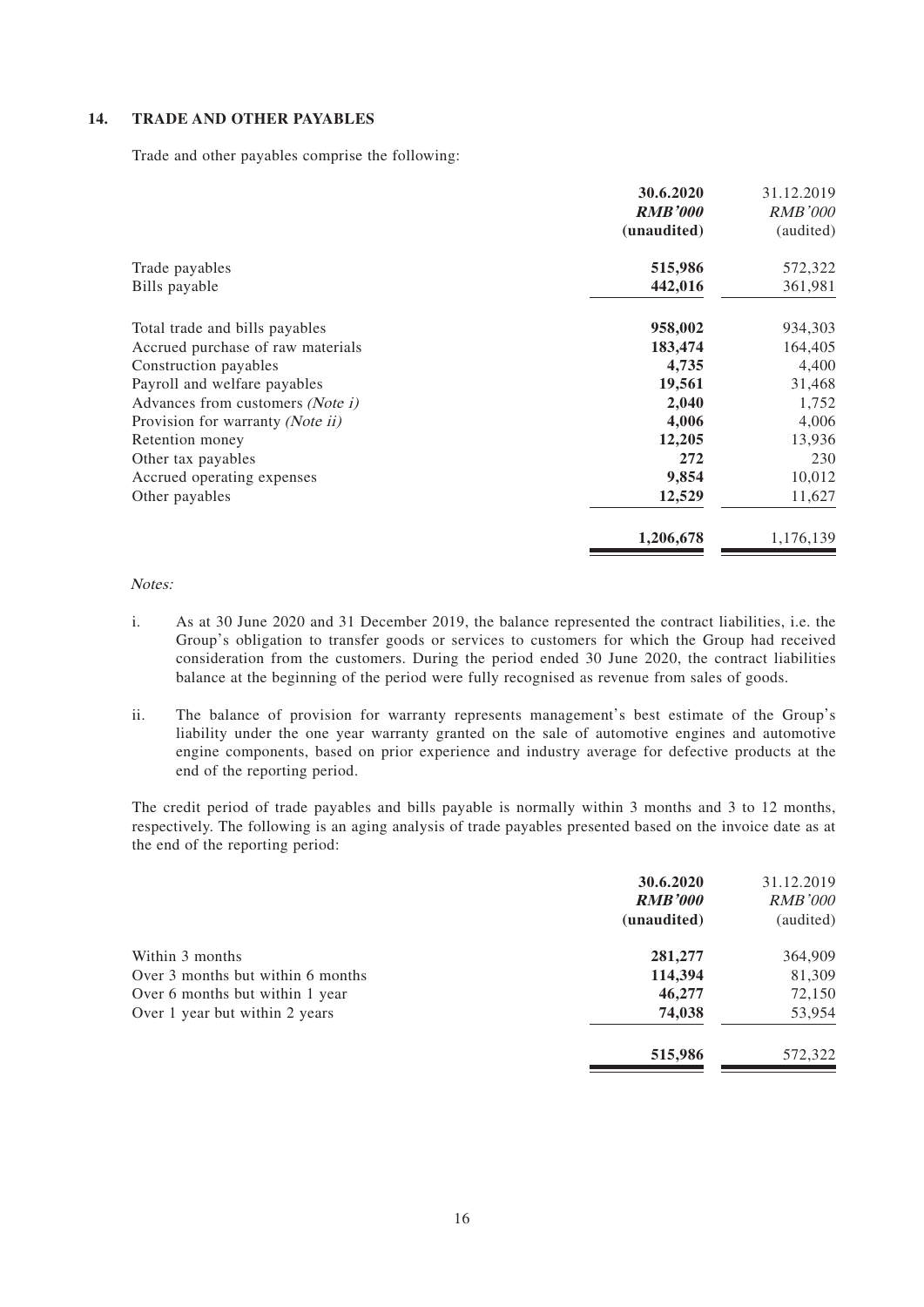## 14. TRADE AND OTHER PAYABLES

Trade and other payables comprise the following:

| | **30.6.2020** | 31.12.2019 |
|---|---|---|
| | ***RMB'000*** | *RMB'000* |
| | **(unaudited)** | (audited) |
| Trade payables | **515,986** | 572,322 |
| Bills payable | **442,016** | 361,981 |
| Total trade and bills payables | **958,002** | 934,303 |
| Accrued purchase of raw materials | **183,474** | 164,405 |
| Construction payables | **4,735** | 4,400 |
| Payroll and welfare payables | **19,561** | 31,468 |
| Advances from customers *(Note i)* | **2,040** | 1,752 |
| Provision for warranty *(Note ii)* | **4,006** | 4,006 |
| Retention money | **12,205** | 13,936 |
| Other tax payables | **272** | 230 |
| Accrued operating expenses | **9,854** | 10,012 |
| Other payables | **12,529** | 11,627 |
| | **1,206,678** | 1,176,139 |

*Notes:*

i. As at 30 June 2020 and 31 December 2019, the balance represented the contract liabilities, i.e. the Group's obligation to transfer goods or services to customers for which the Group had received consideration from the customers. During the period ended 30 June 2020, the contract liabilities balance at the beginning of the period were fully recognised as revenue from sales of goods.

ii. The balance of provision for warranty represents management's best estimate of the Group's liability under the one year warranty granted on the sale of automotive engines and automotive engine components, based on prior experience and industry average for defective products at the end of the reporting period.

The credit period of trade payables and bills payable is normally within 3 months and 3 to 12 months, respectively. The following is an aging analysis of trade payables presented based on the invoice date as at the end of the reporting period:

| | **30.6.2020** | 31.12.2019 |
|---|---|---|
| | ***RMB'000*** | *RMB'000* |
| | **(unaudited)** | (audited) |
| Within 3 months | **281,277** | 364,909 |
| Over 3 months but within 6 months | **114,394** | 81,309 |
| Over 6 months but within 1 year | **46,277** | 72,150 |
| Over 1 year but within 2 years | **74,038** | 53,954 |
| | **515,986** | 572,322 |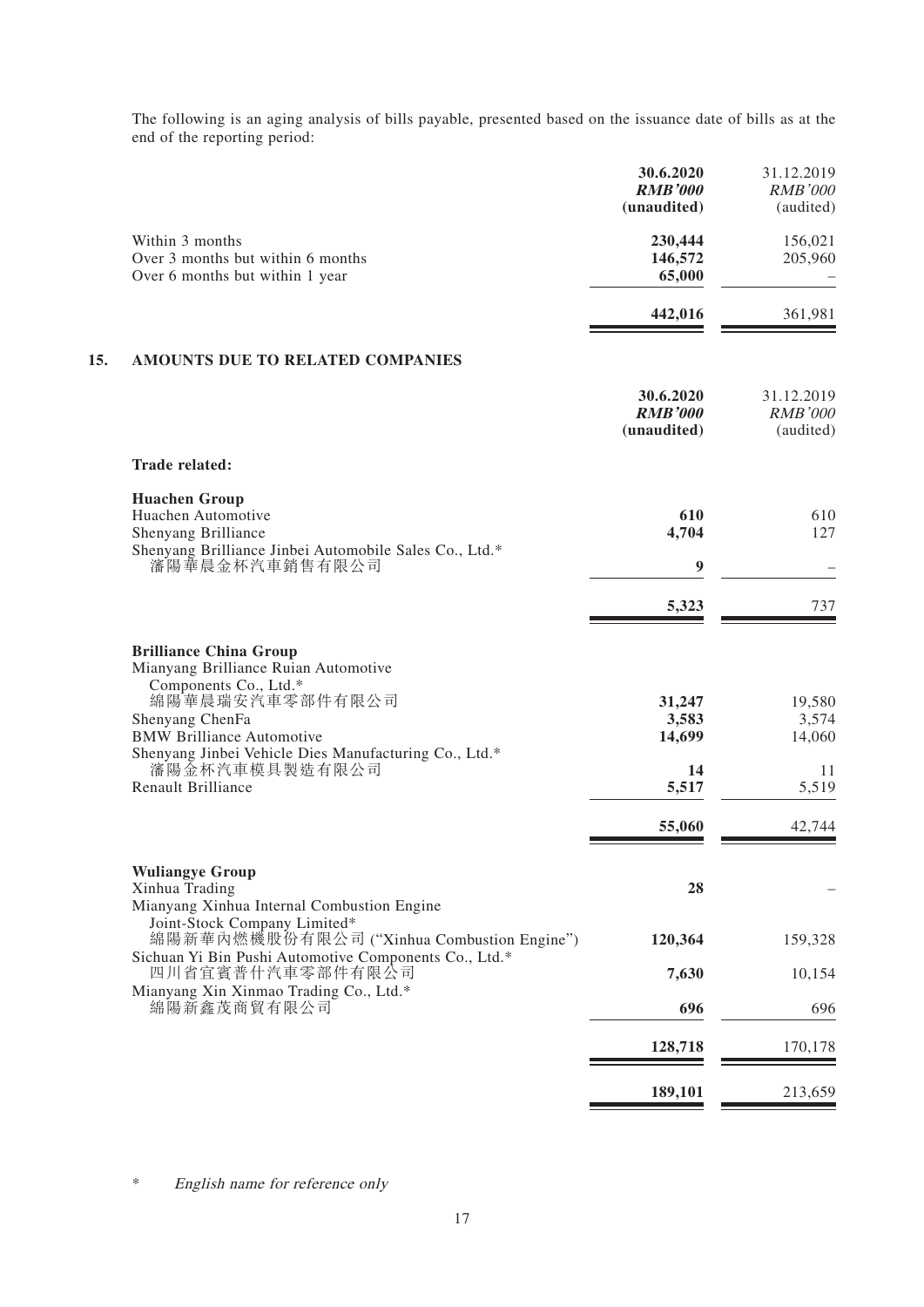The following is an aging analysis of bills payable, presented based on the issuance date of bills as at the end of the reporting period:

| | 30.6.2020<br>*RMB'000*<br>(unaudited) | 31.12.2019<br>*RMB'000*<br>(audited) |
|---|---|---|
| Within 3 months | **230,444** | 156,021 |
| Over 3 months but within 6 months | **146,572** | 205,960 |
| Over 6 months but within 1 year | **65,000** | – |
| | **442,016** | 361,981 |

## 15. AMOUNTS DUE TO RELATED COMPANIES

| | 30.6.2020<br>*RMB'000*<br>(unaudited) | 31.12.2019<br>*RMB'000*<br>(audited) |
|---|---|---|
| **Trade related:** | | |
| **Huachen Group** | | |
| Huachen Automotive | **610** | 610 |
| Shenyang Brilliance | **4,704** | 127 |
| Shenyang Brilliance Jinbei Automobile Sales Co., Ltd.*<br>瀋陽華晨金杯汽車銷售有限公司 | **9** | – |
| | **5,323** | 737 |
| **Brilliance China Group** | | |
| Mianyang Brilliance Ruian Automotive Components Co., Ltd.*<br>綿陽華晨瑞安汽車零部件有限公司 | **31,247** | 19,580 |
| Shenyang ChenFa | **3,583** | 3,574 |
| BMW Brilliance Automotive | **14,699** | 14,060 |
| Shenyang Jinbei Vehicle Dies Manufacturing Co., Ltd.*<br>瀋陽金杯汽車模具製造有限公司 | **14** | 11 |
| Renault Brilliance | **5,517** | 5,519 |
| | **55,060** | 42,744 |
| **Wuliangye Group** | | |
| Xinhua Trading | **28** | – |
| Mianyang Xinhua Internal Combustion Engine Joint-Stock Company Limited*<br>綿陽新華內燃機股份有限公司 ("Xinhua Combustion Engine") | **120,364** | 159,328 |
| Sichuan Yi Bin Pushi Automotive Components Co., Ltd.*<br>四川省宜賓普什汽車零部件有限公司 | **7,630** | 10,154 |
| Mianyang Xin Xinmao Trading Co., Ltd.*<br>綿陽新鑫茂商貿有限公司 | **696** | 696 |
| | **128,718** | 170,178 |
| | **189,101** | 213,659 |

\* *English name for reference only*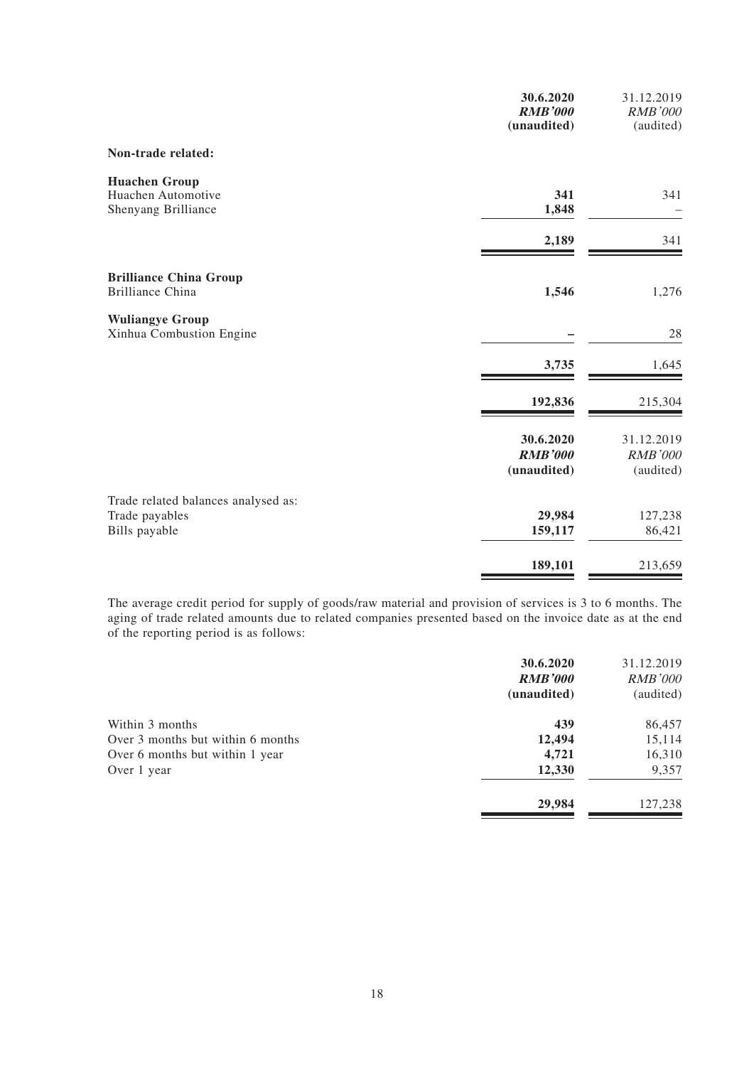| | 30.6.2020 | 31.12.2019 |
|---|---|---|
| | ***RMB'000*** | *RMB'000* |
| | **(unaudited)** | (audited) |
| **Non-trade related:** | | |
| **Huachen Group** | | |
| Huachen Automotive | **341** | 341 |
| Shenyang Brilliance | **1,848** | – |
| | **2,189** | 341 |
| **Brilliance China Group** | | |
| Brilliance China | **1,546** | 1,276 |
| **Wuliangye Group** | | |
| Xinhua Combustion Engine | **–** | 28 |
| | **3,735** | 1,645 |
| | **192,836** | 215,304 |

| | 30.6.2020 | 31.12.2019 |
|---|---|---|
| | ***RMB'000*** | *RMB'000* |
| | **(unaudited)** | (audited) |
| Trade related balances analysed as: | | |
| Trade payables | **29,984** | 127,238 |
| Bills payable | **159,117** | 86,421 |
| | **189,101** | 213,659 |

The average credit period for supply of goods/raw material and provision of services is 3 to 6 months. The aging of trade related amounts due to related companies presented based on the invoice date as at the end of the reporting period is as follows:

| | 30.6.2020 | 31.12.2019 |
|---|---|---|
| | ***RMB'000*** | *RMB'000* |
| | **(unaudited)** | (audited) |
| Within 3 months | **439** | 86,457 |
| Over 3 months but within 6 months | **12,494** | 15,114 |
| Over 6 months but within 1 year | **4,721** | 16,310 |
| Over 1 year | **12,330** | 9,357 |
| | **29,984** | 127,238 |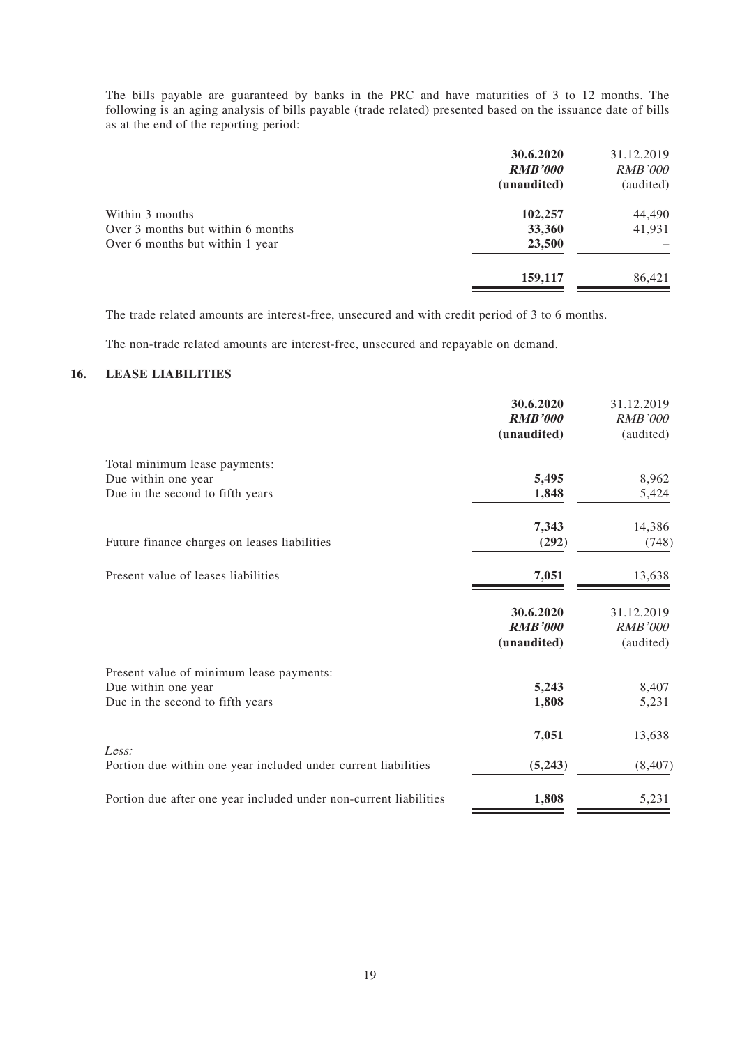The bills payable are guaranteed by banks in the PRC and have maturities of 3 to 12 months. The following is an aging analysis of bills payable (trade related) presented based on the issuance date of bills as at the end of the reporting period:

| | **30.6.2020** | 31.12.2019 |
|---|---|---|
| | ***RMB'000*** | *RMB'000* |
| | **(unaudited)** | (audited) |
| Within 3 months | **102,257** | 44,490 |
| Over 3 months but within 6 months | **33,360** | 41,931 |
| Over 6 months but within 1 year | **23,500** | – |
| | **159,117** | 86,421 |

The trade related amounts are interest-free, unsecured and with credit period of 3 to 6 months.

The non-trade related amounts are interest-free, unsecured and repayable on demand.

## 16. LEASE LIABILITIES

| | **30.6.2020** | 31.12.2019 |
|---|---|---|
| | ***RMB'000*** | *RMB'000* |
| | **(unaudited)** | (audited) |
| Total minimum lease payments: | | |
| Due within one year | **5,495** | 8,962 |
| Due in the second to fifth years | **1,848** | 5,424 |
| | **7,343** | 14,386 |
| Future finance charges on leases liabilities | **(292)** | (748) |
| Present value of leases liabilities | **7,051** | 13,638 |

| | **30.6.2020** | 31.12.2019 |
|---|---|---|
| | ***RMB'000*** | *RMB'000* |
| | **(unaudited)** | (audited) |
| Present value of minimum lease payments: | | |
| Due within one year | **5,243** | 8,407 |
| Due in the second to fifth years | **1,808** | 5,231 |
| | **7,051** | 13,638 |
| *Less:* | | |
| Portion due within one year included under current liabilities | **(5,243)** | (8,407) |
| Portion due after one year included under non-current liabilities | **1,808** | 5,231 |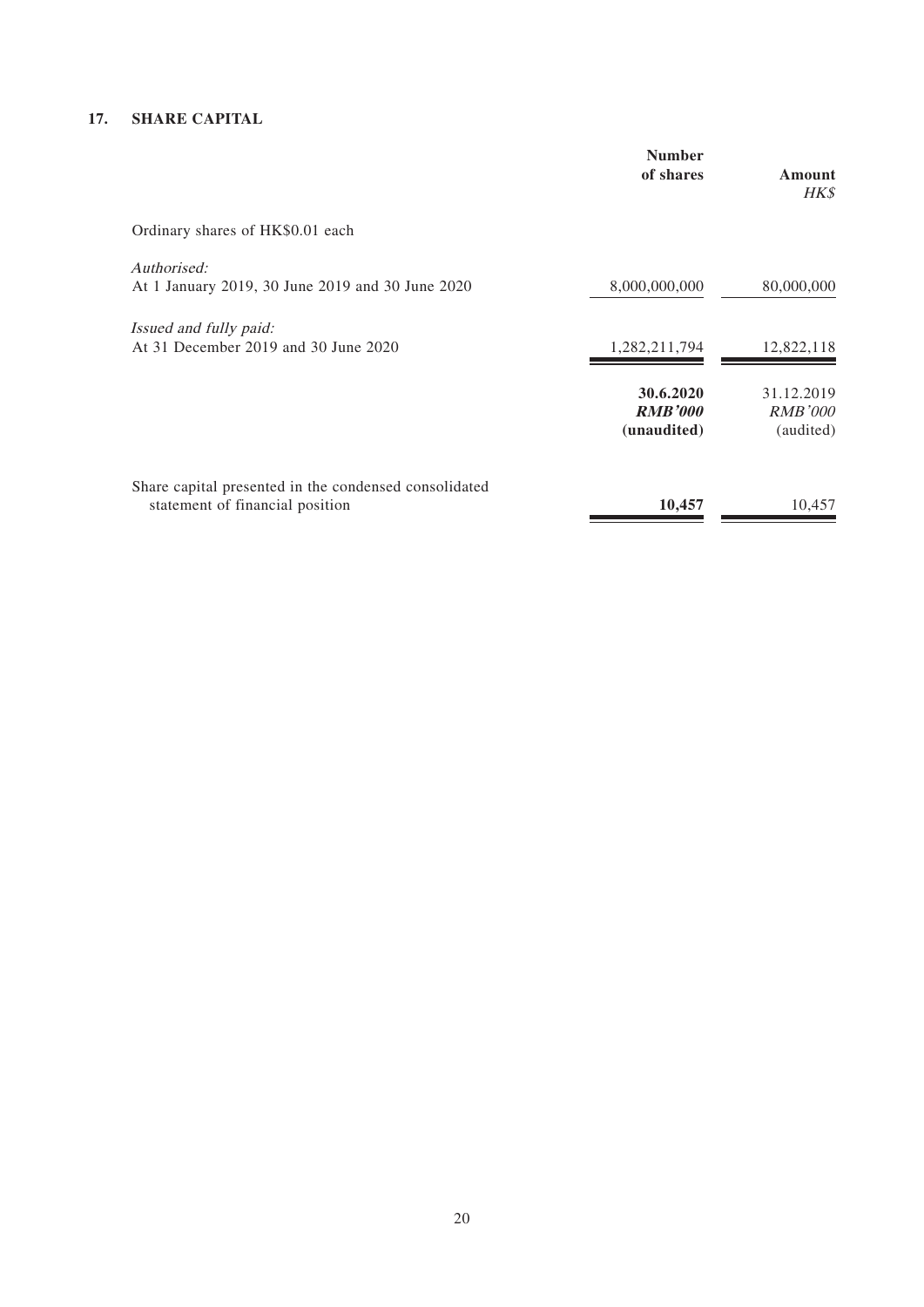## 17. SHARE CAPITAL

| | Number of shares | Amount *HK$* |
|---|---|---|
| Ordinary shares of HK$0.01 each | | |
| *Authorised:* | | |
| At 1 January 2019, 30 June 2019 and 30 June 2020 | 8,000,000,000 | 80,000,000 |
| *Issued and fully paid:* | | |
| At 31 December 2019 and 30 June 2020 | 1,282,211,794 | 12,822,118 |

| | **30.6.2020** ***RMB'000*** **(unaudited)** | 31.12.2019 *RMB'000* (audited) |
|---|---|---|
| Share capital presented in the condensed consolidated statement of financial position | **10,457** | 10,457 |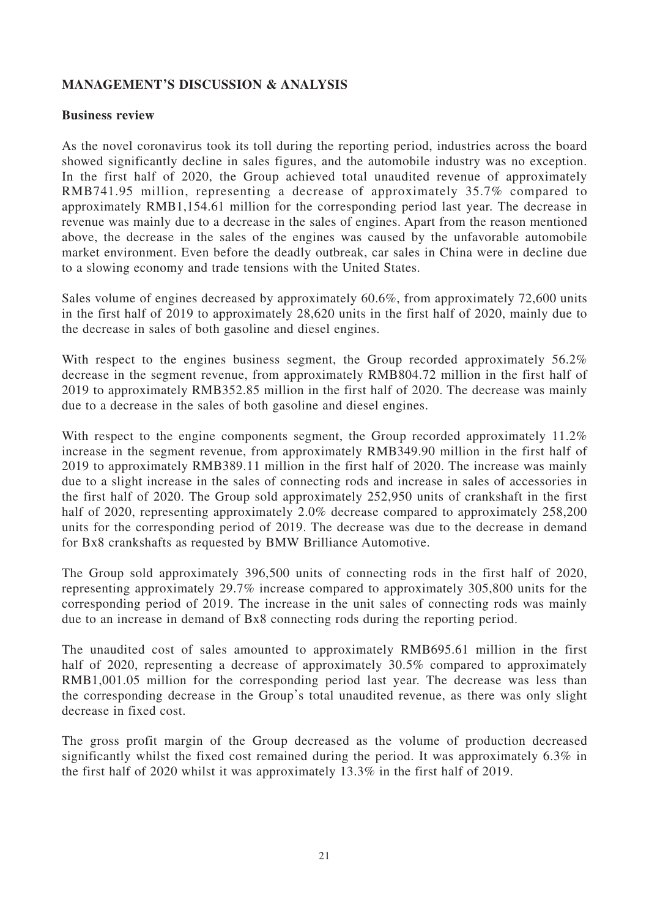## MANAGEMENT'S DISCUSSION & ANALYSIS

### Business review

As the novel coronavirus took its toll during the reporting period, industries across the board showed significantly decline in sales figures, and the automobile industry was no exception. In the first half of 2020, the Group achieved total unaudited revenue of approximately RMB741.95 million, representing a decrease of approximately 35.7% compared to approximately RMB1,154.61 million for the corresponding period last year. The decrease in revenue was mainly due to a decrease in the sales of engines. Apart from the reason mentioned above, the decrease in the sales of the engines was caused by the unfavorable automobile market environment. Even before the deadly outbreak, car sales in China were in decline due to a slowing economy and trade tensions with the United States.

Sales volume of engines decreased by approximately 60.6%, from approximately 72,600 units in the first half of 2019 to approximately 28,620 units in the first half of 2020, mainly due to the decrease in sales of both gasoline and diesel engines.

With respect to the engines business segment, the Group recorded approximately 56.2% decrease in the segment revenue, from approximately RMB804.72 million in the first half of 2019 to approximately RMB352.85 million in the first half of 2020. The decrease was mainly due to a decrease in the sales of both gasoline and diesel engines.

With respect to the engine components segment, the Group recorded approximately 11.2% increase in the segment revenue, from approximately RMB349.90 million in the first half of 2019 to approximately RMB389.11 million in the first half of 2020. The increase was mainly due to a slight increase in the sales of connecting rods and increase in sales of accessories in the first half of 2020. The Group sold approximately 252,950 units of crankshaft in the first half of 2020, representing approximately 2.0% decrease compared to approximately 258,200 units for the corresponding period of 2019. The decrease was due to the decrease in demand for Bx8 crankshafts as requested by BMW Brilliance Automotive.

The Group sold approximately 396,500 units of connecting rods in the first half of 2020, representing approximately 29.7% increase compared to approximately 305,800 units for the corresponding period of 2019. The increase in the unit sales of connecting rods was mainly due to an increase in demand of Bx8 connecting rods during the reporting period.

The unaudited cost of sales amounted to approximately RMB695.61 million in the first half of 2020, representing a decrease of approximately 30.5% compared to approximately RMB1,001.05 million for the corresponding period last year. The decrease was less than the corresponding decrease in the Group's total unaudited revenue, as there was only slight decrease in fixed cost.

The gross profit margin of the Group decreased as the volume of production decreased significantly whilst the fixed cost remained during the period. It was approximately 6.3% in the first half of 2020 whilst it was approximately 13.3% in the first half of 2019.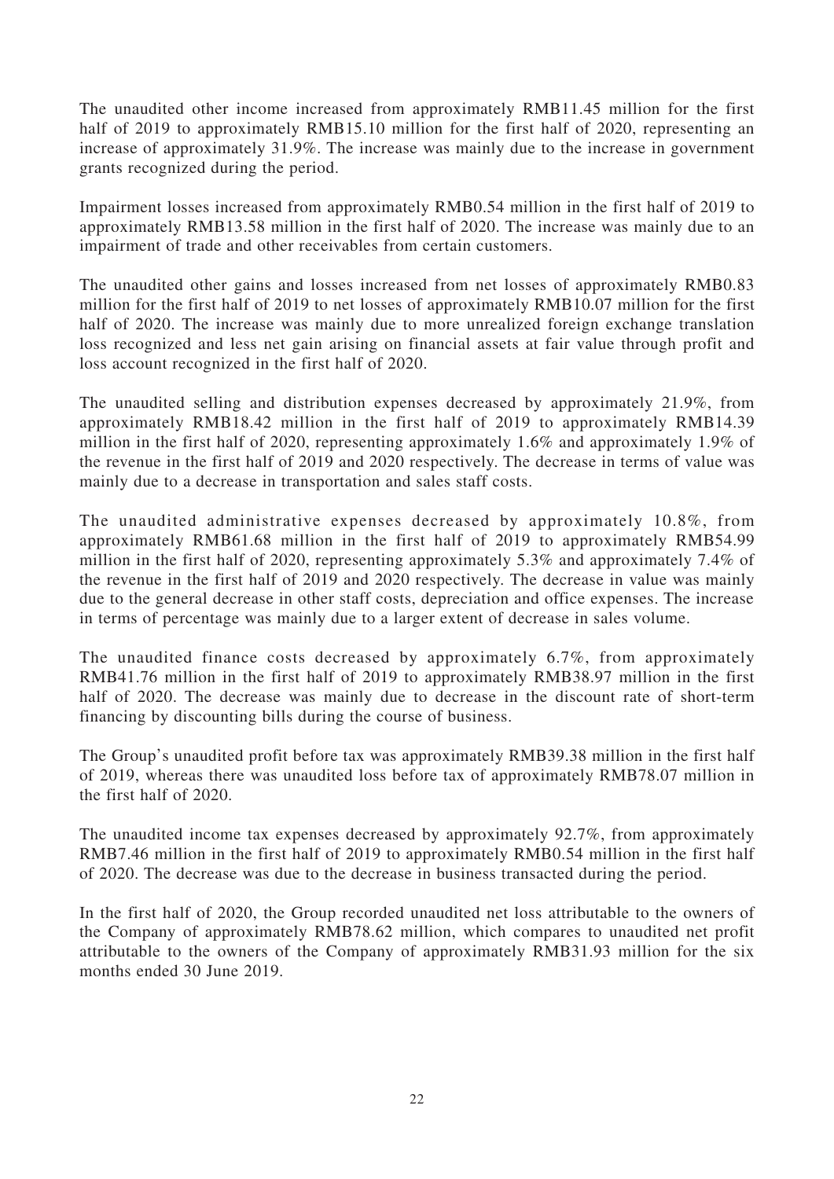The unaudited other income increased from approximately RMB11.45 million for the first half of 2019 to approximately RMB15.10 million for the first half of 2020, representing an increase of approximately 31.9%. The increase was mainly due to the increase in government grants recognized during the period.

Impairment losses increased from approximately RMB0.54 million in the first half of 2019 to approximately RMB13.58 million in the first half of 2020. The increase was mainly due to an impairment of trade and other receivables from certain customers.

The unaudited other gains and losses increased from net losses of approximately RMB0.83 million for the first half of 2019 to net losses of approximately RMB10.07 million for the first half of 2020. The increase was mainly due to more unrealized foreign exchange translation loss recognized and less net gain arising on financial assets at fair value through profit and loss account recognized in the first half of 2020.

The unaudited selling and distribution expenses decreased by approximately 21.9%, from approximately RMB18.42 million in the first half of 2019 to approximately RMB14.39 million in the first half of 2020, representing approximately 1.6% and approximately 1.9% of the revenue in the first half of 2019 and 2020 respectively. The decrease in terms of value was mainly due to a decrease in transportation and sales staff costs.

The unaudited administrative expenses decreased by approximately 10.8%, from approximately RMB61.68 million in the first half of 2019 to approximately RMB54.99 million in the first half of 2020, representing approximately 5.3% and approximately 7.4% of the revenue in the first half of 2019 and 2020 respectively. The decrease in value was mainly due to the general decrease in other staff costs, depreciation and office expenses. The increase in terms of percentage was mainly due to a larger extent of decrease in sales volume.

The unaudited finance costs decreased by approximately 6.7%, from approximately RMB41.76 million in the first half of 2019 to approximately RMB38.97 million in the first half of 2020. The decrease was mainly due to decrease in the discount rate of short-term financing by discounting bills during the course of business.

The Group's unaudited profit before tax was approximately RMB39.38 million in the first half of 2019, whereas there was unaudited loss before tax of approximately RMB78.07 million in the first half of 2020.

The unaudited income tax expenses decreased by approximately 92.7%, from approximately RMB7.46 million in the first half of 2019 to approximately RMB0.54 million in the first half of 2020. The decrease was due to the decrease in business transacted during the period.

In the first half of 2020, the Group recorded unaudited net loss attributable to the owners of the Company of approximately RMB78.62 million, which compares to unaudited net profit attributable to the owners of the Company of approximately RMB31.93 million for the six months ended 30 June 2019.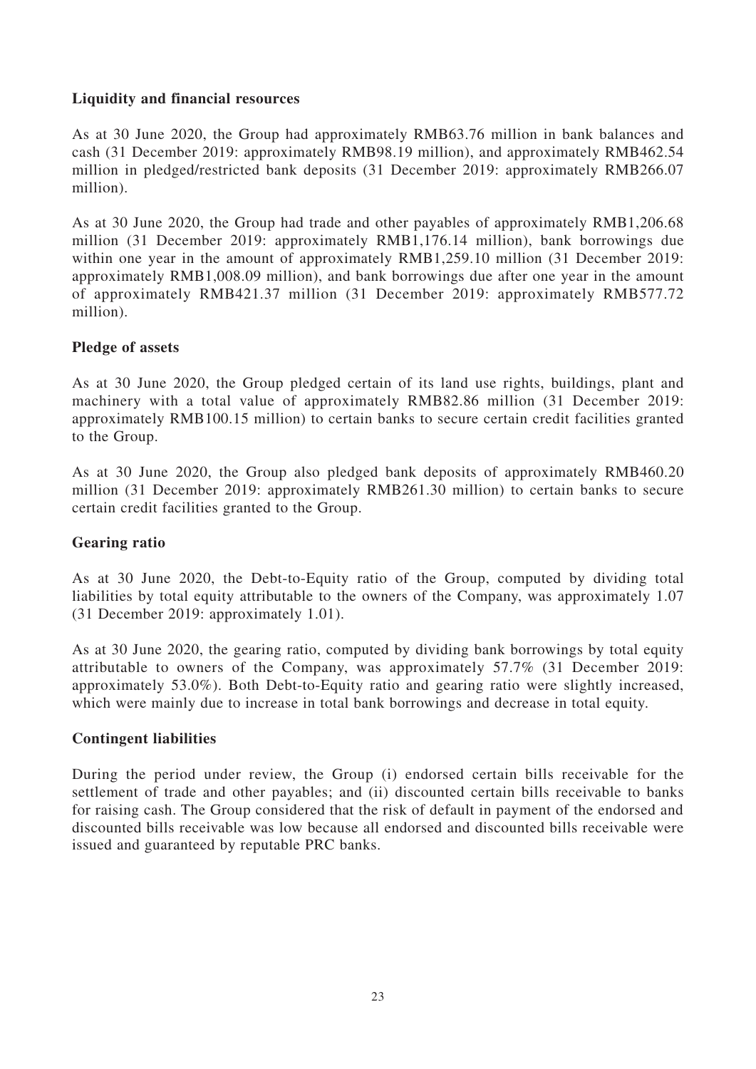### Liquidity and financial resources

As at 30 June 2020, the Group had approximately RMB63.76 million in bank balances and cash (31 December 2019: approximately RMB98.19 million), and approximately RMB462.54 million in pledged/restricted bank deposits (31 December 2019: approximately RMB266.07 million).

As at 30 June 2020, the Group had trade and other payables of approximately RMB1,206.68 million (31 December 2019: approximately RMB1,176.14 million), bank borrowings due within one year in the amount of approximately RMB1,259.10 million (31 December 2019: approximately RMB1,008.09 million), and bank borrowings due after one year in the amount of approximately RMB421.37 million (31 December 2019: approximately RMB577.72 million).

### Pledge of assets

As at 30 June 2020, the Group pledged certain of its land use rights, buildings, plant and machinery with a total value of approximately RMB82.86 million (31 December 2019: approximately RMB100.15 million) to certain banks to secure certain credit facilities granted to the Group.

As at 30 June 2020, the Group also pledged bank deposits of approximately RMB460.20 million (31 December 2019: approximately RMB261.30 million) to certain banks to secure certain credit facilities granted to the Group.

### Gearing ratio

As at 30 June 2020, the Debt-to-Equity ratio of the Group, computed by dividing total liabilities by total equity attributable to the owners of the Company, was approximately 1.07 (31 December 2019: approximately 1.01).

As at 30 June 2020, the gearing ratio, computed by dividing bank borrowings by total equity attributable to owners of the Company, was approximately 57.7% (31 December 2019: approximately 53.0%). Both Debt-to-Equity ratio and gearing ratio were slightly increased, which were mainly due to increase in total bank borrowings and decrease in total equity.

### Contingent liabilities

During the period under review, the Group (i) endorsed certain bills receivable for the settlement of trade and other payables; and (ii) discounted certain bills receivable to banks for raising cash. The Group considered that the risk of default in payment of the endorsed and discounted bills receivable was low because all endorsed and discounted bills receivable were issued and guaranteed by reputable PRC banks.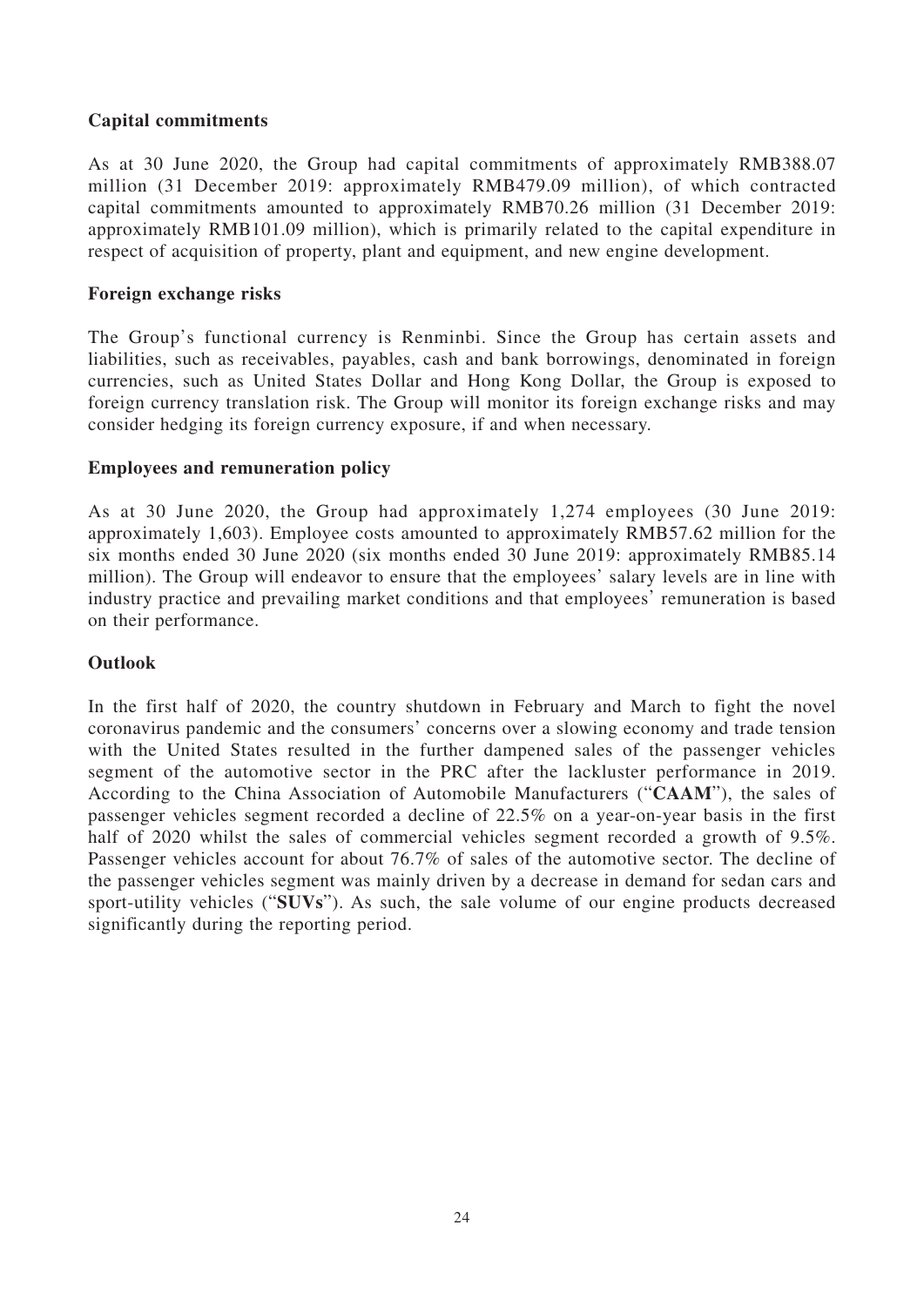**Capital commitments**

As at 30 June 2020, the Group had capital commitments of approximately RMB388.07 million (31 December 2019: approximately RMB479.09 million), of which contracted capital commitments amounted to approximately RMB70.26 million (31 December 2019: approximately RMB101.09 million), which is primarily related to the capital expenditure in respect of acquisition of property, plant and equipment, and new engine development.

**Foreign exchange risks**

The Group's functional currency is Renminbi. Since the Group has certain assets and liabilities, such as receivables, payables, cash and bank borrowings, denominated in foreign currencies, such as United States Dollar and Hong Kong Dollar, the Group is exposed to foreign currency translation risk. The Group will monitor its foreign exchange risks and may consider hedging its foreign currency exposure, if and when necessary.

**Employees and remuneration policy**

As at 30 June 2020, the Group had approximately 1,274 employees (30 June 2019: approximately 1,603). Employee costs amounted to approximately RMB57.62 million for the six months ended 30 June 2020 (six months ended 30 June 2019: approximately RMB85.14 million). The Group will endeavor to ensure that the employees' salary levels are in line with industry practice and prevailing market conditions and that employees' remuneration is based on their performance.

**Outlook**

In the first half of 2020, the country shutdown in February and March to fight the novel coronavirus pandemic and the consumers' concerns over a slowing economy and trade tension with the United States resulted in the further dampened sales of the passenger vehicles segment of the automotive sector in the PRC after the lackluster performance in 2019. According to the China Association of Automobile Manufacturers ("**CAAM**"), the sales of passenger vehicles segment recorded a decline of 22.5% on a year-on-year basis in the first half of 2020 whilst the sales of commercial vehicles segment recorded a growth of 9.5%. Passenger vehicles account for about 76.7% of sales of the automotive sector. The decline of the passenger vehicles segment was mainly driven by a decrease in demand for sedan cars and sport-utility vehicles ("**SUVs**"). As such, the sale volume of our engine products decreased significantly during the reporting period.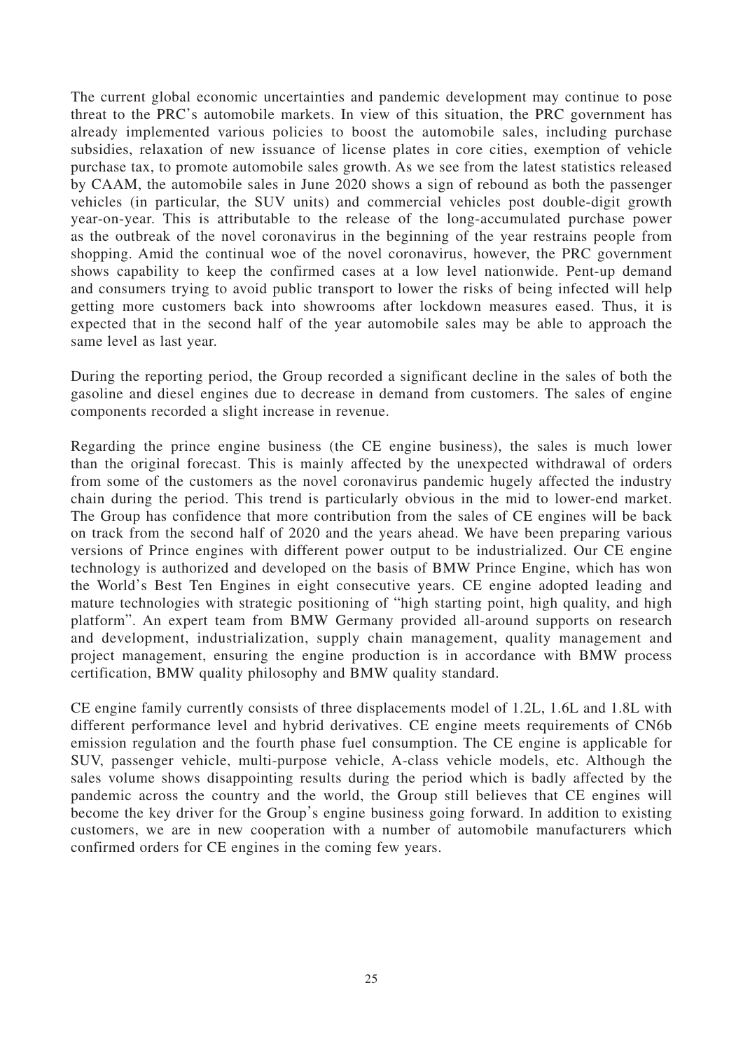The current global economic uncertainties and pandemic development may continue to pose threat to the PRC's automobile markets. In view of this situation, the PRC government has already implemented various policies to boost the automobile sales, including purchase subsidies, relaxation of new issuance of license plates in core cities, exemption of vehicle purchase tax, to promote automobile sales growth. As we see from the latest statistics released by CAAM, the automobile sales in June 2020 shows a sign of rebound as both the passenger vehicles (in particular, the SUV units) and commercial vehicles post double-digit growth year-on-year. This is attributable to the release of the long-accumulated purchase power as the outbreak of the novel coronavirus in the beginning of the year restrains people from shopping. Amid the continual woe of the novel coronavirus, however, the PRC government shows capability to keep the confirmed cases at a low level nationwide. Pent-up demand and consumers trying to avoid public transport to lower the risks of being infected will help getting more customers back into showrooms after lockdown measures eased. Thus, it is expected that in the second half of the year automobile sales may be able to approach the same level as last year.

During the reporting period, the Group recorded a significant decline in the sales of both the gasoline and diesel engines due to decrease in demand from customers. The sales of engine components recorded a slight increase in revenue.

Regarding the prince engine business (the CE engine business), the sales is much lower than the original forecast. This is mainly affected by the unexpected withdrawal of orders from some of the customers as the novel coronavirus pandemic hugely affected the industry chain during the period. This trend is particularly obvious in the mid to lower-end market. The Group has confidence that more contribution from the sales of CE engines will be back on track from the second half of 2020 and the years ahead. We have been preparing various versions of Prince engines with different power output to be industrialized. Our CE engine technology is authorized and developed on the basis of BMW Prince Engine, which has won the World's Best Ten Engines in eight consecutive years. CE engine adopted leading and mature technologies with strategic positioning of "high starting point, high quality, and high platform". An expert team from BMW Germany provided all-around supports on research and development, industrialization, supply chain management, quality management and project management, ensuring the engine production is in accordance with BMW process certification, BMW quality philosophy and BMW quality standard.

CE engine family currently consists of three displacements model of 1.2L, 1.6L and 1.8L with different performance level and hybrid derivatives. CE engine meets requirements of CN6b emission regulation and the fourth phase fuel consumption. The CE engine is applicable for SUV, passenger vehicle, multi-purpose vehicle, A-class vehicle models, etc. Although the sales volume shows disappointing results during the period which is badly affected by the pandemic across the country and the world, the Group still believes that CE engines will become the key driver for the Group's engine business going forward. In addition to existing customers, we are in new cooperation with a number of automobile manufacturers which confirmed orders for CE engines in the coming few years.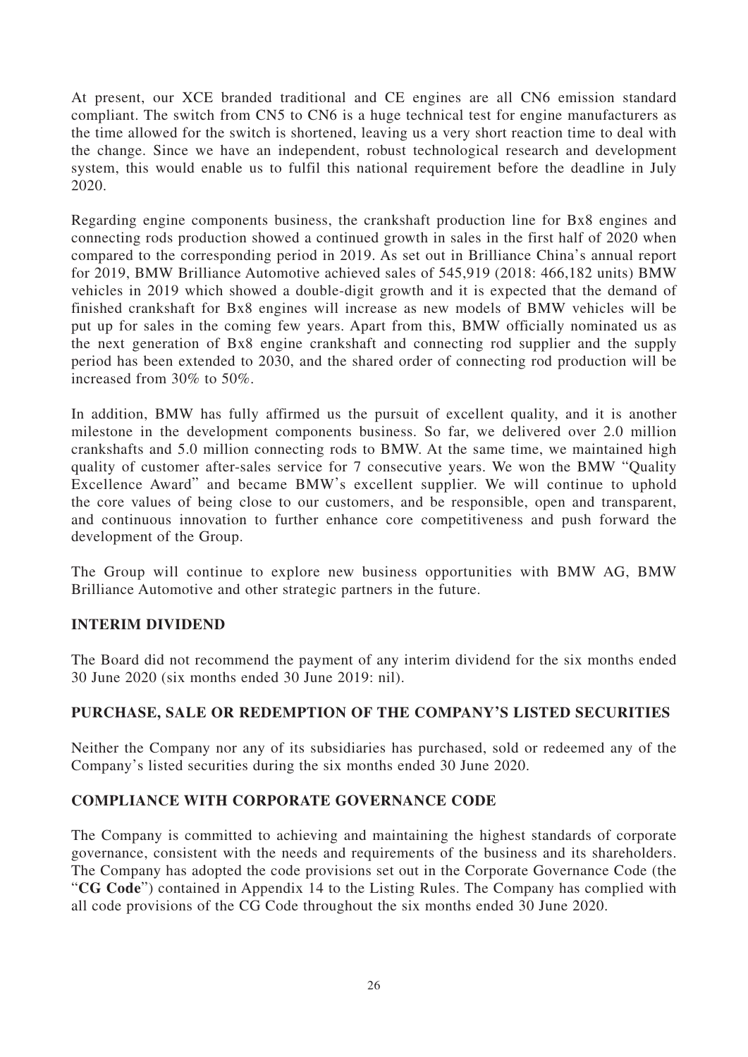At present, our XCE branded traditional and CE engines are all CN6 emission standard compliant. The switch from CN5 to CN6 is a huge technical test for engine manufacturers as the time allowed for the switch is shortened, leaving us a very short reaction time to deal with the change. Since we have an independent, robust technological research and development system, this would enable us to fulfil this national requirement before the deadline in July 2020.

Regarding engine components business, the crankshaft production line for Bx8 engines and connecting rods production showed a continued growth in sales in the first half of 2020 when compared to the corresponding period in 2019. As set out in Brilliance China's annual report for 2019, BMW Brilliance Automotive achieved sales of 545,919 (2018: 466,182 units) BMW vehicles in 2019 which showed a double-digit growth and it is expected that the demand of finished crankshaft for Bx8 engines will increase as new models of BMW vehicles will be put up for sales in the coming few years. Apart from this, BMW officially nominated us as the next generation of Bx8 engine crankshaft and connecting rod supplier and the supply period has been extended to 2030, and the shared order of connecting rod production will be increased from 30% to 50%.

In addition, BMW has fully affirmed us the pursuit of excellent quality, and it is another milestone in the development components business. So far, we delivered over 2.0 million crankshafts and 5.0 million connecting rods to BMW. At the same time, we maintained high quality of customer after-sales service for 7 consecutive years. We won the BMW "Quality Excellence Award" and became BMW's excellent supplier. We will continue to uphold the core values of being close to our customers, and be responsible, open and transparent, and continuous innovation to further enhance core competitiveness and push forward the development of the Group.

The Group will continue to explore new business opportunities with BMW AG, BMW Brilliance Automotive and other strategic partners in the future.

## INTERIM DIVIDEND

The Board did not recommend the payment of any interim dividend for the six months ended 30 June 2020 (six months ended 30 June 2019: nil).

## PURCHASE, SALE OR REDEMPTION OF THE COMPANY'S LISTED SECURITIES

Neither the Company nor any of its subsidiaries has purchased, sold or redeemed any of the Company's listed securities during the six months ended 30 June 2020.

## COMPLIANCE WITH CORPORATE GOVERNANCE CODE

The Company is committed to achieving and maintaining the highest standards of corporate governance, consistent with the needs and requirements of the business and its shareholders. The Company has adopted the code provisions set out in the Corporate Governance Code (the "**CG Code**") contained in Appendix 14 to the Listing Rules. The Company has complied with all code provisions of the CG Code throughout the six months ended 30 June 2020.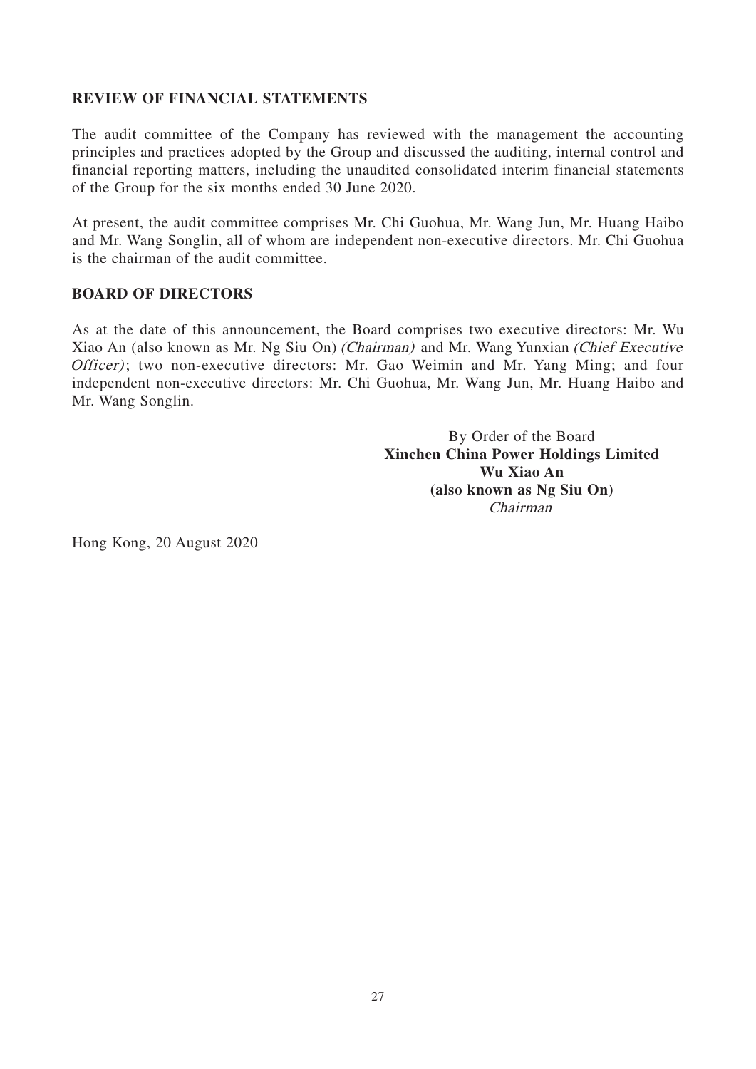## REVIEW OF FINANCIAL STATEMENTS

The audit committee of the Company has reviewed with the management the accounting principles and practices adopted by the Group and discussed the auditing, internal control and financial reporting matters, including the unaudited consolidated interim financial statements of the Group for the six months ended 30 June 2020.

At present, the audit committee comprises Mr. Chi Guohua, Mr. Wang Jun, Mr. Huang Haibo and Mr. Wang Songlin, all of whom are independent non-executive directors. Mr. Chi Guohua is the chairman of the audit committee.

## BOARD OF DIRECTORS

As at the date of this announcement, the Board comprises two executive directors: Mr. Wu Xiao An (also known as Mr. Ng Siu On) *(Chairman)* and Mr. Wang Yunxian *(Chief Executive Officer)*; two non-executive directors: Mr. Gao Weimin and Mr. Yang Ming; and four independent non-executive directors: Mr. Chi Guohua, Mr. Wang Jun, Mr. Huang Haibo and Mr. Wang Songlin.

By Order of the Board
**Xinchen China Power Holdings Limited**
**Wu Xiao An**
**(also known as Ng Siu On)**
*Chairman*

Hong Kong, 20 August 2020